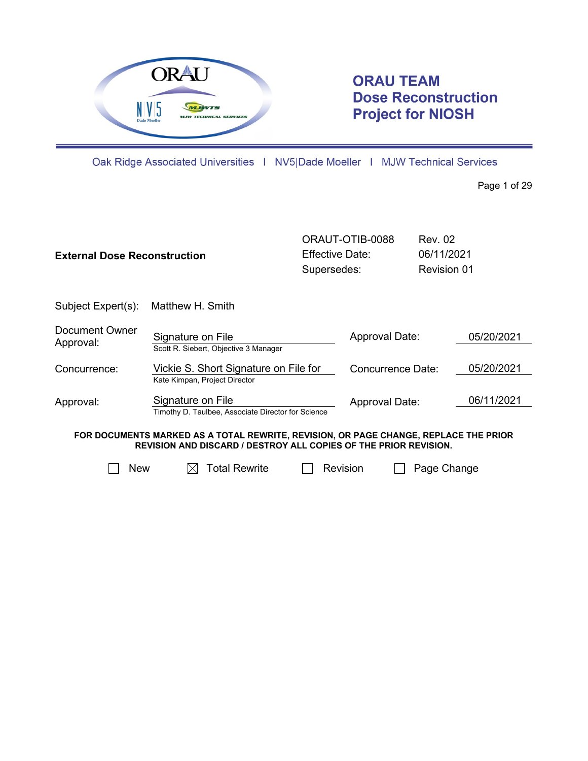**ORAU TEAM**
**Dose Reconstruction**
**Project for NIOSH**

Oak Ridge Associated Universities | NV5|Dade Moeller | MJW Technical Services

| **External Dose Reconstruction** | ORAUT-OTIB-0088 | Rev. 02 |
|---|---|---|
| | Effective Date: | 06/11/2021 |
| | Supersedes: | Revision 01 |

Subject Expert(s): Matthew H. Smith

| | | | |
|---|---|---|---|
| Document Owner Approval: | Signature on File<br>Scott R. Siebert, Objective 3 Manager | Approval Date: | 05/20/2021 |
| Concurrence: | Vickie S. Short Signature on File for<br>Kate Kimpan, Project Director | Concurrence Date: | 05/20/2021 |
| Approval: | Signature on File<br>Timothy D. Taulbee, Associate Director for Science | Approval Date: | 06/11/2021 |

**FOR DOCUMENTS MARKED AS A TOTAL REWRITE, REVISION, OR PAGE CHANGE, REPLACE THE PRIOR REVISION AND DISCARD / DESTROY ALL COPIES OF THE PRIOR REVISION.**

☐ New ☒ Total Rewrite ☐ Revision ☐ Page Change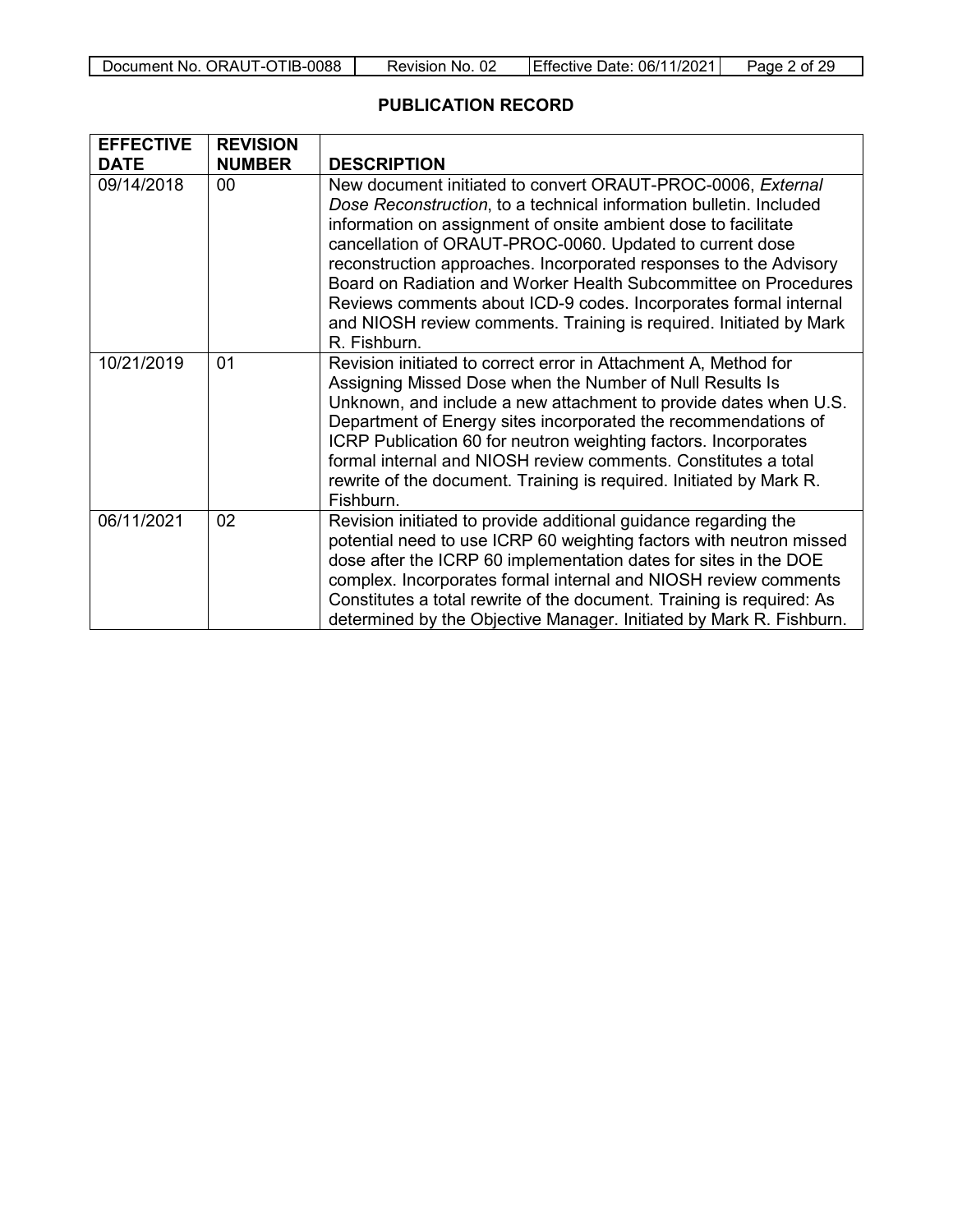## PUBLICATION RECORD

| EFFECTIVE DATE | REVISION NUMBER | DESCRIPTION |
|---|---|---|
| 09/14/2018 | 00 | New document initiated to convert ORAUT-PROC-0006, *External Dose Reconstruction*, to a technical information bulletin. Included information on assignment of onsite ambient dose to facilitate cancellation of ORAUT-PROC-0060. Updated to current dose reconstruction approaches. Incorporated responses to the Advisory Board on Radiation and Worker Health Subcommittee on Procedures Reviews comments about ICD-9 codes. Incorporates formal internal and NIOSH review comments. Training is required. Initiated by Mark R. Fishburn. |
| 10/21/2019 | 01 | Revision initiated to correct error in Attachment A, Method for Assigning Missed Dose when the Number of Null Results Is Unknown, and include a new attachment to provide dates when U.S. Department of Energy sites incorporated the recommendations of ICRP Publication 60 for neutron weighting factors. Incorporates formal internal and NIOSH review comments. Constitutes a total rewrite of the document. Training is required. Initiated by Mark R. Fishburn. |
| 06/11/2021 | 02 | Revision initiated to provide additional guidance regarding the potential need to use ICRP 60 weighting factors with neutron missed dose after the ICRP 60 implementation dates for sites in the DOE complex. Incorporates formal internal and NIOSH review comments Constitutes a total rewrite of the document. Training is required: As determined by the Objective Manager. Initiated by Mark R. Fishburn. |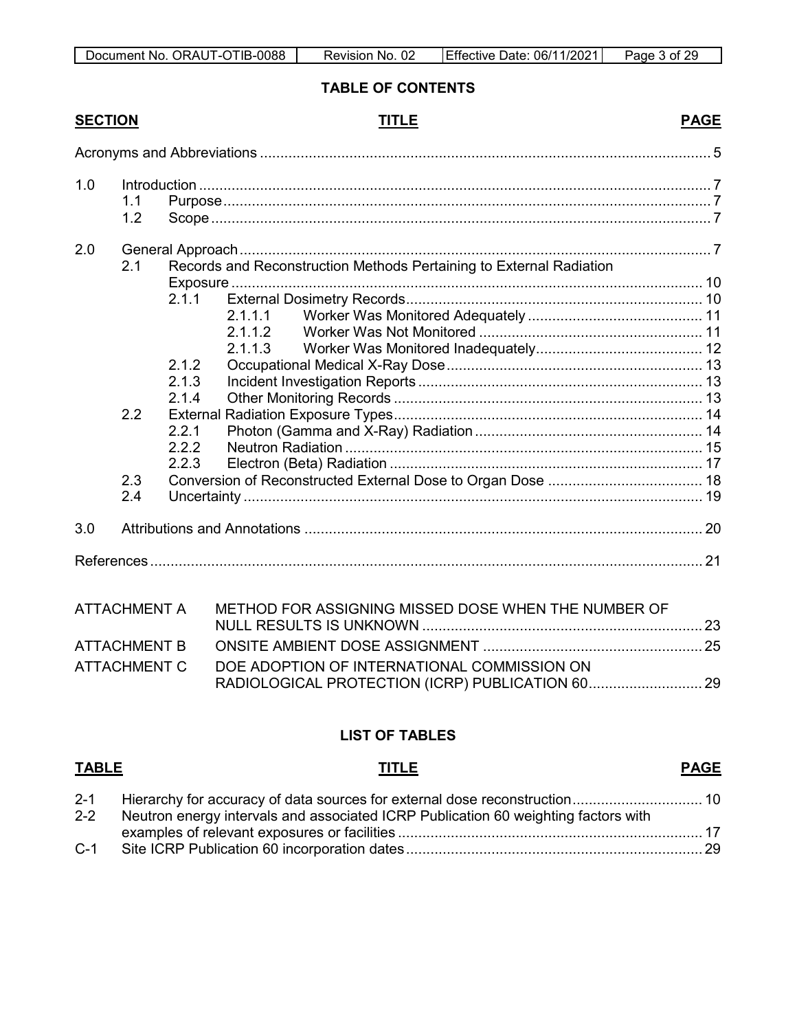## TABLE OF CONTENTS

| SECTION | | | | TITLE | PAGE |
|---|---|---|---|---|---|
| Acronyms and Abbreviations | | | | | 5 |
| 1.0 | Introduction | | | | 7 |
| | 1.1 | Purpose | | | 7 |
| | 1.2 | Scope | | | 7 |
| 2.0 | General Approach | | | | 7 |
| | 2.1 | Records and Reconstruction Methods Pertaining to External Radiation Exposure | | | 10 |
| | | 2.1.1 | External Dosimetry Records | | 10 |
| | | | 2.1.1.1 | Worker Was Monitored Adequately | 11 |
| | | | 2.1.1.2 | Worker Was Not Monitored | 11 |
| | | | 2.1.1.3 | Worker Was Monitored Inadequately | 12 |
| | | 2.1.2 | Occupational Medical X-Ray Dose | | 13 |
| | | 2.1.3 | Incident Investigation Reports | | 13 |
| | | 2.1.4 | Other Monitoring Records | | 13 |
| | 2.2 | External Radiation Exposure Types | | | 14 |
| | | 2.2.1 | Photon (Gamma and X-Ray) Radiation | | 14 |
| | | 2.2.2 | Neutron Radiation | | 15 |
| | | 2.2.3 | Electron (Beta) Radiation | | 17 |
| | 2.3 | Conversion of Reconstructed External Dose to Organ Dose | | | 18 |
| | 2.4 | Uncertainty | | | 19 |
| 3.0 | Attributions and Annotations | | | | 20 |
| References | | | | | 21 |

| | | |
|---|---|---|
| ATTACHMENT A | METHOD FOR ASSIGNING MISSED DOSE WHEN THE NUMBER OF NULL RESULTS IS UNKNOWN | 23 |
| ATTACHMENT B | ONSITE AMBIENT DOSE ASSIGNMENT | 25 |
| ATTACHMENT C | DOE ADOPTION OF INTERNATIONAL COMMISSION ON RADIOLOGICAL PROTECTION (ICRP) PUBLICATION 60 | 29 |

## LIST OF TABLES

| TABLE | TITLE | PAGE |
|---|---|---|
| 2-1 | Hierarchy for accuracy of data sources for external dose reconstruction | 10 |
| 2-2 | Neutron energy intervals and associated ICRP Publication 60 weighting factors with examples of relevant exposures or facilities | 17 |
| C-1 | Site ICRP Publication 60 incorporation dates | 29 |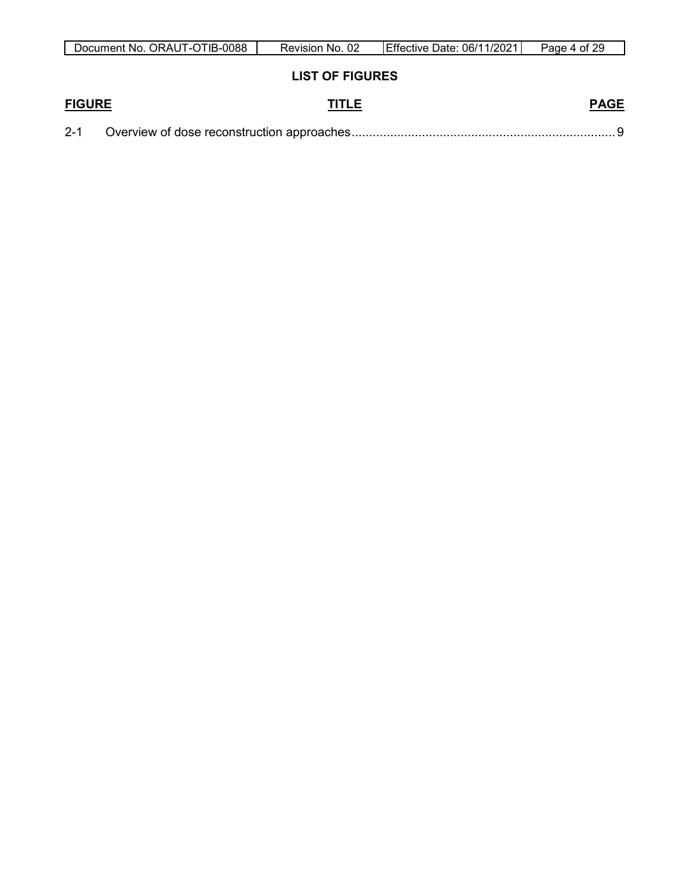## LIST OF FIGURES

| FIGURE | TITLE | PAGE |
|---|---|---|
| 2-1 | Overview of dose reconstruction approaches | 9 |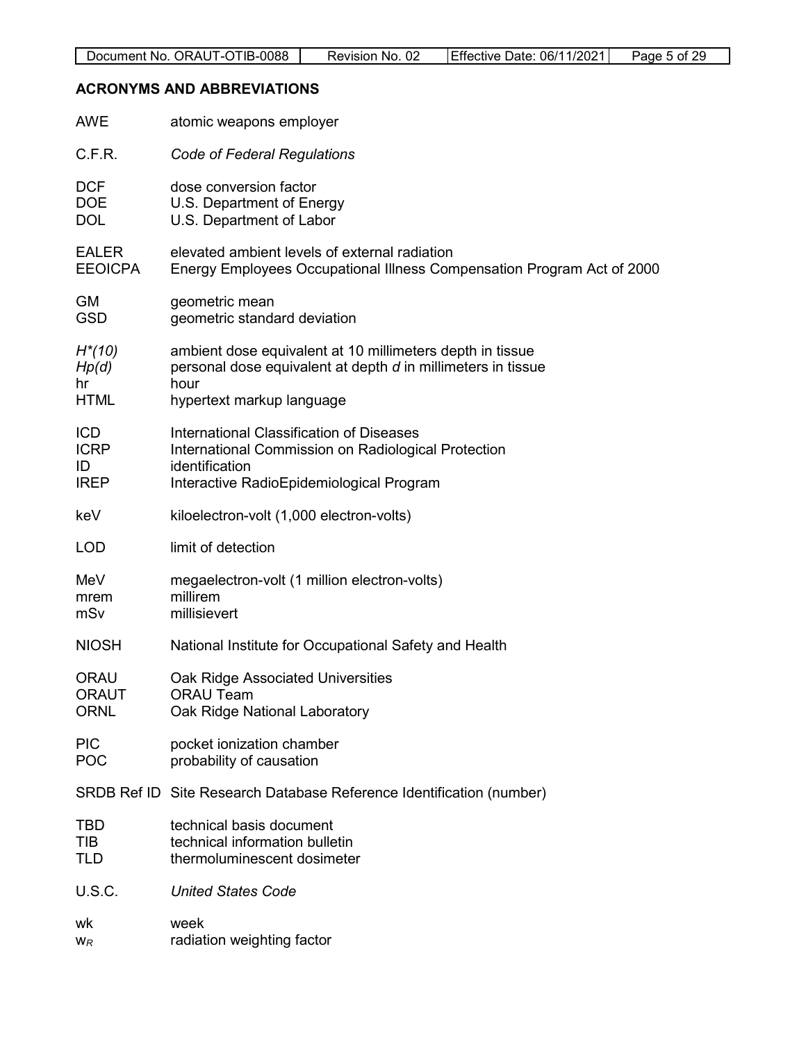## ACRONYMS AND ABBREVIATIONS

| | |
|---|---|
| AWE | atomic weapons employer |
| C.F.R. | *Code of Federal Regulations* |
| DCF | dose conversion factor |
| DOE | U.S. Department of Energy |
| DOL | U.S. Department of Labor |
| EALER | elevated ambient levels of external radiation |
| EEOICPA | Energy Employees Occupational Illness Compensation Program Act of 2000 |
| GM | geometric mean |
| GSD | geometric standard deviation |
| *H\*(10)* | ambient dose equivalent at 10 millimeters depth in tissue |
| *Hp(d)* | personal dose equivalent at depth *d* in millimeters in tissue |
| hr | hour |
| HTML | hypertext markup language |
| ICD | International Classification of Diseases |
| ICRP | International Commission on Radiological Protection |
| ID | identification |
| IREP | Interactive RadioEpidemiological Program |
| keV | kiloelectron-volt (1,000 electron-volts) |
| LOD | limit of detection |
| MeV | megaelectron-volt (1 million electron-volts) |
| mrem | millirem |
| mSv | millisievert |
| NIOSH | National Institute for Occupational Safety and Health |
| ORAU | Oak Ridge Associated Universities |
| ORAUT | ORAU Team |
| ORNL | Oak Ridge National Laboratory |
| PIC | pocket ionization chamber |
| POC | probability of causation |
| SRDB Ref ID | Site Research Database Reference Identification (number) |
| TBD | technical basis document |
| TIB | technical information bulletin |
| TLD | thermoluminescent dosimeter |
| U.S.C. | *United States Code* |
| wk | week |
| $w_R$ | radiation weighting factor |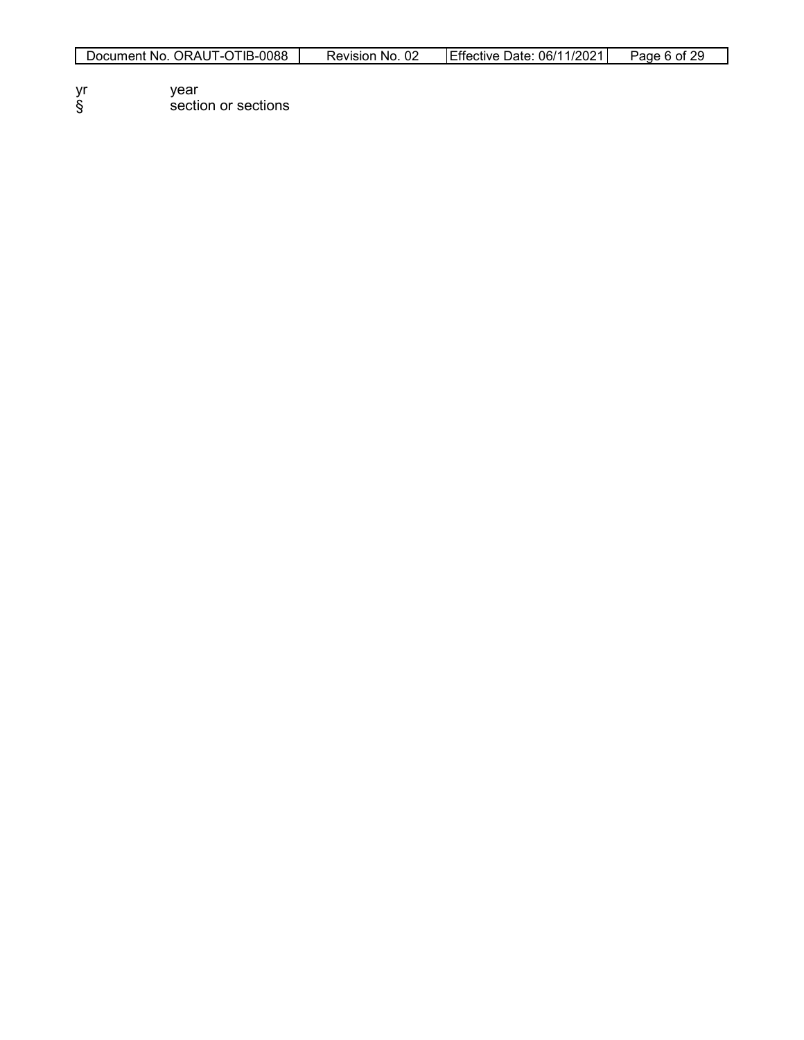| | |
|---|---|
| yr | year |
| § | section or sections |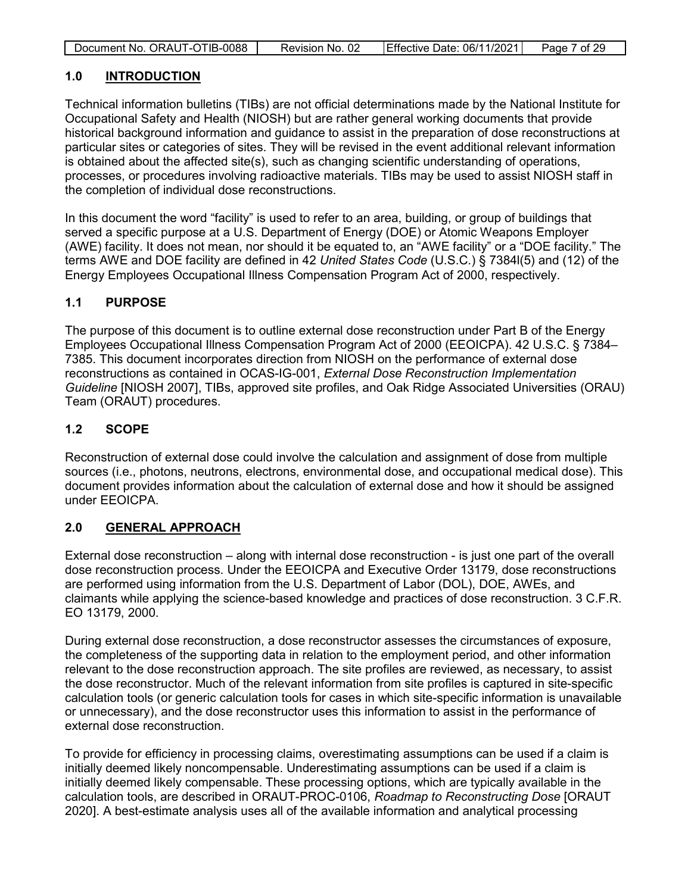## 1.0 INTRODUCTION

Technical information bulletins (TIBs) are not official determinations made by the National Institute for Occupational Safety and Health (NIOSH) but are rather general working documents that provide historical background information and guidance to assist in the preparation of dose reconstructions at particular sites or categories of sites. They will be revised in the event additional relevant information is obtained about the affected site(s), such as changing scientific understanding of operations, processes, or procedures involving radioactive materials. TIBs may be used to assist NIOSH staff in the completion of individual dose reconstructions.

In this document the word "facility" is used to refer to an area, building, or group of buildings that served a specific purpose at a U.S. Department of Energy (DOE) or Atomic Weapons Employer (AWE) facility. It does not mean, nor should it be equated to, an "AWE facility" or a "DOE facility." The terms AWE and DOE facility are defined in 42 *United States Code* (U.S.C.) § 7384l(5) and (12) of the Energy Employees Occupational Illness Compensation Program Act of 2000, respectively.

### 1.1 PURPOSE

The purpose of this document is to outline external dose reconstruction under Part B of the Energy Employees Occupational Illness Compensation Program Act of 2000 (EEOICPA). 42 U.S.C. § 7384–7385. This document incorporates direction from NIOSH on the performance of external dose reconstructions as contained in OCAS-IG-001, *External Dose Reconstruction Implementation Guideline* [NIOSH 2007], TIBs, approved site profiles, and Oak Ridge Associated Universities (ORAU) Team (ORAUT) procedures.

### 1.2 SCOPE

Reconstruction of external dose could involve the calculation and assignment of dose from multiple sources (i.e., photons, neutrons, electrons, environmental dose, and occupational medical dose). This document provides information about the calculation of external dose and how it should be assigned under EEOICPA.

## 2.0 GENERAL APPROACH

External dose reconstruction – along with internal dose reconstruction - is just one part of the overall dose reconstruction process. Under the EEOICPA and Executive Order 13179, dose reconstructions are performed using information from the U.S. Department of Labor (DOL), DOE, AWEs, and claimants while applying the science-based knowledge and practices of dose reconstruction. 3 C.F.R. EO 13179, 2000.

During external dose reconstruction, a dose reconstructor assesses the circumstances of exposure, the completeness of the supporting data in relation to the employment period, and other information relevant to the dose reconstruction approach. The site profiles are reviewed, as necessary, to assist the dose reconstructor. Much of the relevant information from site profiles is captured in site-specific calculation tools (or generic calculation tools for cases in which site-specific information is unavailable or unnecessary), and the dose reconstructor uses this information to assist in the performance of external dose reconstruction.

To provide for efficiency in processing claims, overestimating assumptions can be used if a claim is initially deemed likely noncompensable. Underestimating assumptions can be used if a claim is initially deemed likely compensable. These processing options, which are typically available in the calculation tools, are described in ORAUT-PROC-0106, *Roadmap to Reconstructing Dose* [ORAUT 2020]. A best-estimate analysis uses all of the available information and analytical processing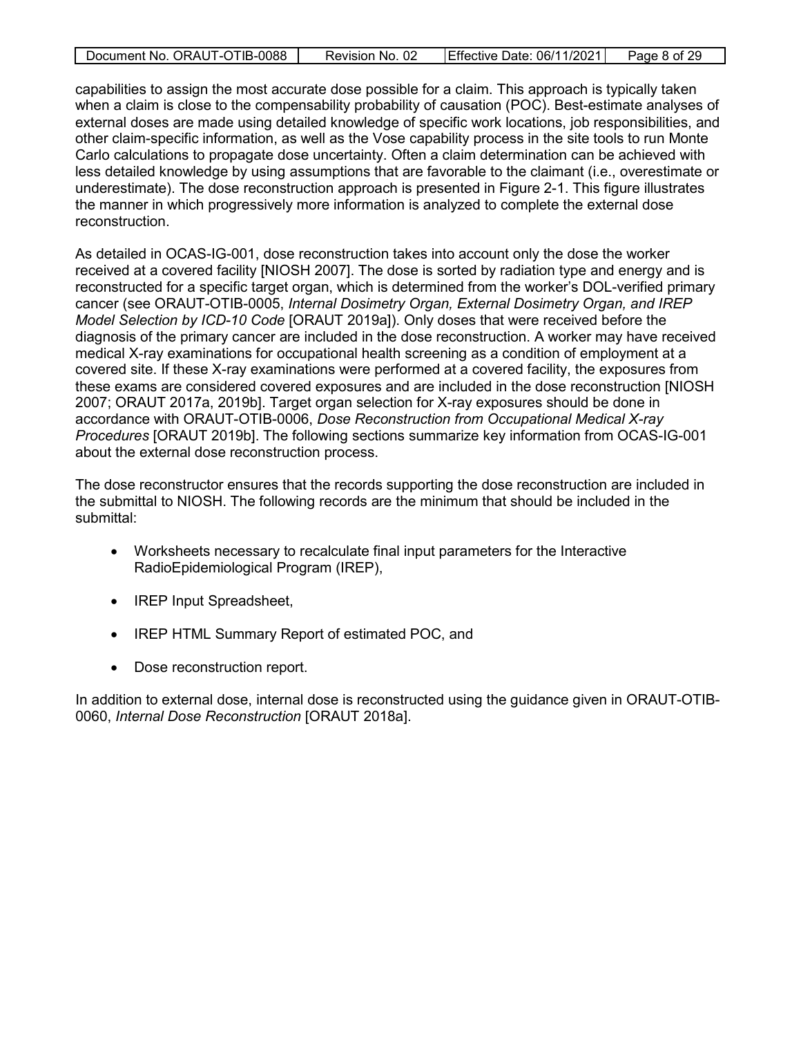capabilities to assign the most accurate dose possible for a claim. This approach is typically taken when a claim is close to the compensability probability of causation (POC). Best-estimate analyses of external doses are made using detailed knowledge of specific work locations, job responsibilities, and other claim-specific information, as well as the Vose capability process in the site tools to run Monte Carlo calculations to propagate dose uncertainty. Often a claim determination can be achieved with less detailed knowledge by using assumptions that are favorable to the claimant (i.e., overestimate or underestimate). The dose reconstruction approach is presented in Figure 2-1. This figure illustrates the manner in which progressively more information is analyzed to complete the external dose reconstruction.

As detailed in OCAS-IG-001, dose reconstruction takes into account only the dose the worker received at a covered facility [NIOSH 2007]. The dose is sorted by radiation type and energy and is reconstructed for a specific target organ, which is determined from the worker's DOL-verified primary cancer (see ORAUT-OTIB-0005, *Internal Dosimetry Organ, External Dosimetry Organ, and IREP Model Selection by ICD-10 Code* [ORAUT 2019a]). Only doses that were received before the diagnosis of the primary cancer are included in the dose reconstruction. A worker may have received medical X-ray examinations for occupational health screening as a condition of employment at a covered site. If these X-ray examinations were performed at a covered facility, the exposures from these exams are considered covered exposures and are included in the dose reconstruction [NIOSH 2007; ORAUT 2017a, 2019b]. Target organ selection for X-ray exposures should be done in accordance with ORAUT-OTIB-0006, *Dose Reconstruction from Occupational Medical X-ray Procedures* [ORAUT 2019b]. The following sections summarize key information from OCAS-IG-001 about the external dose reconstruction process.

The dose reconstructor ensures that the records supporting the dose reconstruction are included in the submittal to NIOSH. The following records are the minimum that should be included in the submittal:

- Worksheets necessary to recalculate final input parameters for the Interactive RadioEpidemiological Program (IREP),
- IREP Input Spreadsheet,
- IREP HTML Summary Report of estimated POC, and
- Dose reconstruction report.

In addition to external dose, internal dose is reconstructed using the guidance given in ORAUT-OTIB-0060, *Internal Dose Reconstruction* [ORAUT 2018a].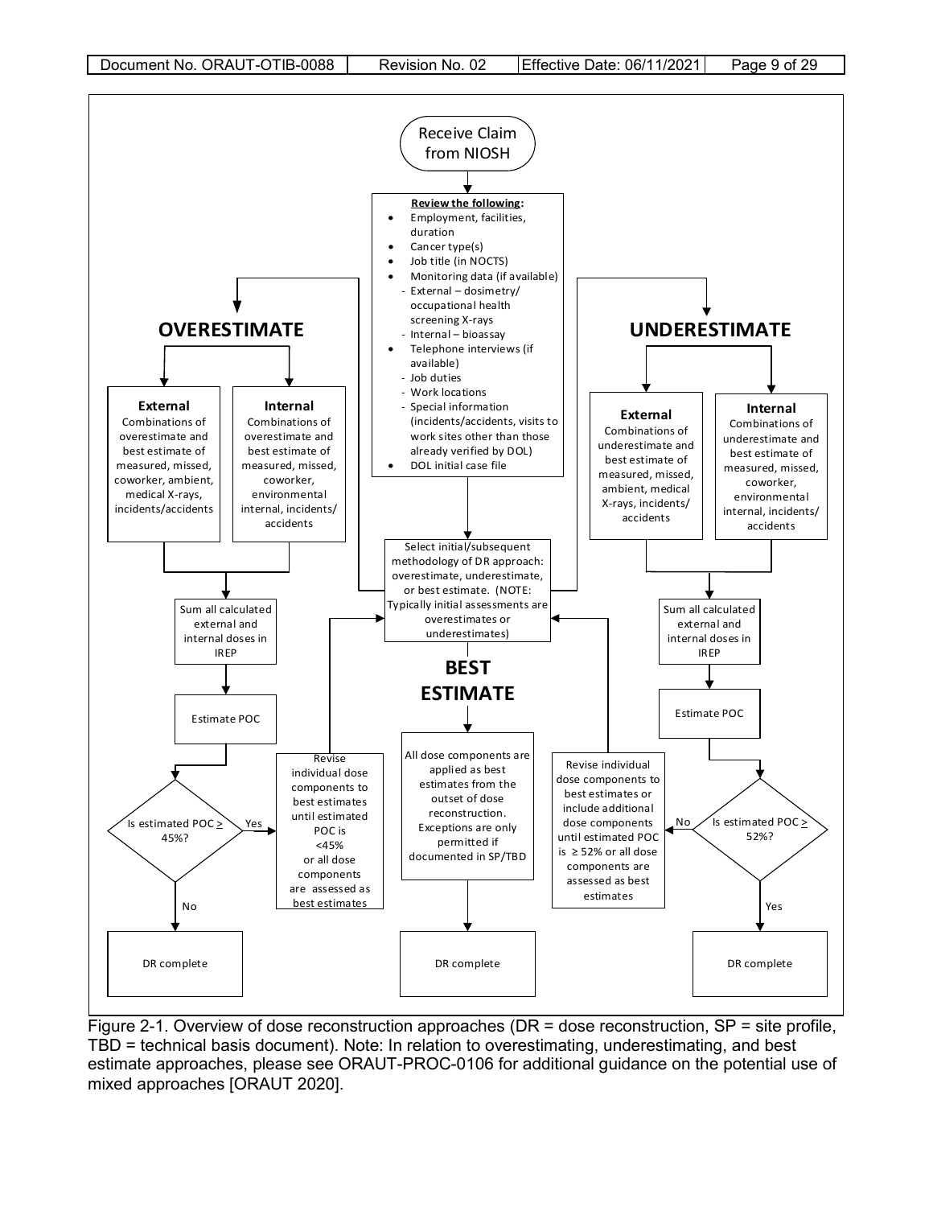Receive Claim from NIOSH

**Review the following:**

- Employment, facilities, duration
- Cancer type(s)
- Job title (in NOCTS)
- Monitoring data (if available)
  - External – dosimetry/ occupational health screening X-rays
  - Internal – bioassay
- Telephone interviews (if available)
  - Job duties
  - Work locations
  - Special information (incidents/accidents, visits to work sites other than those already verified by DOL)
- DOL initial case file

Select initial/subsequent methodology of DR approach: overestimate, underestimate, or best estimate. (NOTE: Typically initial assessments are overestimates or underestimates)

**OVERESTIMATE**

**External**
Combinations of overestimate and best estimate of measured, missed, coworker, ambient, medical X-rays, incidents/accidents

**Internal**
Combinations of overestimate and best estimate of measured, missed, coworker, environmental internal, incidents/ accidents

Sum all calculated external and internal doses in IREP

Estimate POC

Is estimated POC ≥ 45%?

- Yes: Revise individual dose components to best estimates until estimated POC is <45% or all dose components are assessed as best estimates
- No: DR complete

**BEST ESTIMATE**

All dose components are applied as best estimates from the outset of dose reconstruction. Exceptions are only permitted if documented in SP/TBD

DR complete

**UNDERESTIMATE**

**External**
Combinations of underestimate and best estimate of measured, missed, ambient, medical X-rays, incidents/ accidents

**Internal**
Combinations of underestimate and best estimate of measured, missed, coworker, environmental internal, incidents/ accidents

Sum all calculated external and internal doses in IREP

Estimate POC

Is estimated POC ≥ 52%?

- No: Revise individual dose components to best estimates or include additional dose components until estimated POC is ≥ 52% or all dose components are assessed as best estimates
- Yes: DR complete

Figure 2-1. Overview of dose reconstruction approaches (DR = dose reconstruction, SP = site profile, TBD = technical basis document). Note: In relation to overestimating, underestimating, and best estimate approaches, please see ORAUT-PROC-0106 for additional guidance on the potential use of mixed approaches [ORAUT 2020].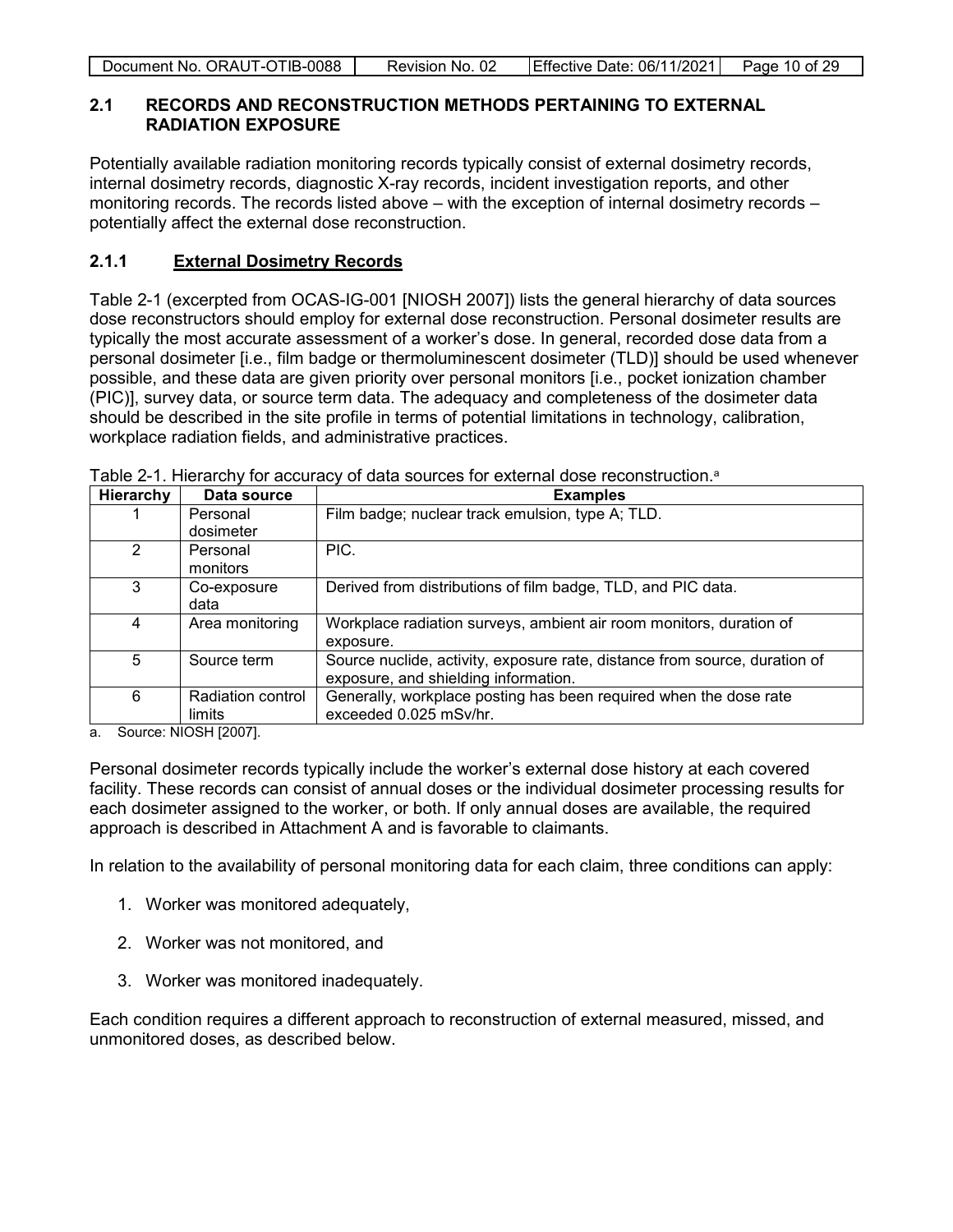## 2.1 RECORDS AND RECONSTRUCTION METHODS PERTAINING TO EXTERNAL RADIATION EXPOSURE

Potentially available radiation monitoring records typically consist of external dosimetry records, internal dosimetry records, diagnostic X-ray records, incident investigation reports, and other monitoring records. The records listed above – with the exception of internal dosimetry records – potentially affect the external dose reconstruction.

### 2.1.1 External Dosimetry Records

Table 2-1 (excerpted from OCAS-IG-001 [NIOSH 2007]) lists the general hierarchy of data sources dose reconstructors should employ for external dose reconstruction. Personal dosimeter results are typically the most accurate assessment of a worker's dose. In general, recorded dose data from a personal dosimeter [i.e., film badge or thermoluminescent dosimeter (TLD)] should be used whenever possible, and these data are given priority over personal monitors [i.e., pocket ionization chamber (PIC)], survey data, or source term data. The adequacy and completeness of the dosimeter data should be described in the site profile in terms of potential limitations in technology, calibration, workplace radiation fields, and administrative practices.

Table 2-1. Hierarchy for accuracy of data sources for external dose reconstruction.[a]

| Hierarchy | Data source | Examples |
|---|---|---|
| 1 | Personal dosimeter | Film badge; nuclear track emulsion, type A; TLD. |
| 2 | Personal monitors | PIC. |
| 3 | Co-exposure data | Derived from distributions of film badge, TLD, and PIC data. |
| 4 | Area monitoring | Workplace radiation surveys, ambient air room monitors, duration of exposure. |
| 5 | Source term | Source nuclide, activity, exposure rate, distance from source, duration of exposure, and shielding information. |
| 6 | Radiation control limits | Generally, workplace posting has been required when the dose rate exceeded 0.025 mSv/hr. |

a. Source: NIOSH [2007].

Personal dosimeter records typically include the worker's external dose history at each covered facility. These records can consist of annual doses or the individual dosimeter processing results for each dosimeter assigned to the worker, or both. If only annual doses are available, the required approach is described in Attachment A and is favorable to claimants.

In relation to the availability of personal monitoring data for each claim, three conditions can apply:

1. Worker was monitored adequately,
2. Worker was not monitored, and
3. Worker was monitored inadequately.

Each condition requires a different approach to reconstruction of external measured, missed, and unmonitored doses, as described below.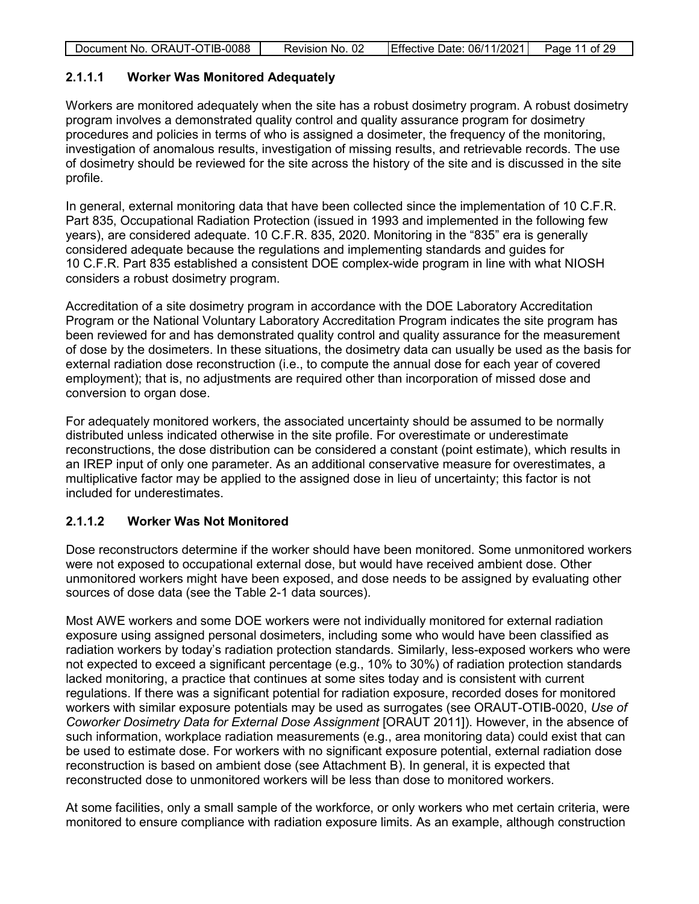#### 2.1.1.1 Worker Was Monitored Adequately

Workers are monitored adequately when the site has a robust dosimetry program. A robust dosimetry program involves a demonstrated quality control and quality assurance program for dosimetry procedures and policies in terms of who is assigned a dosimeter, the frequency of the monitoring, investigation of anomalous results, investigation of missing results, and retrievable records. The use of dosimetry should be reviewed for the site across the history of the site and is discussed in the site profile.

In general, external monitoring data that have been collected since the implementation of 10 C.F.R. Part 835, Occupational Radiation Protection (issued in 1993 and implemented in the following few years), are considered adequate. 10 C.F.R. 835, 2020. Monitoring in the "835" era is generally considered adequate because the regulations and implementing standards and guides for 10 C.F.R. Part 835 established a consistent DOE complex-wide program in line with what NIOSH considers a robust dosimetry program.

Accreditation of a site dosimetry program in accordance with the DOE Laboratory Accreditation Program or the National Voluntary Laboratory Accreditation Program indicates the site program has been reviewed for and has demonstrated quality control and quality assurance for the measurement of dose by the dosimeters. In these situations, the dosimetry data can usually be used as the basis for external radiation dose reconstruction (i.e., to compute the annual dose for each year of covered employment); that is, no adjustments are required other than incorporation of missed dose and conversion to organ dose.

For adequately monitored workers, the associated uncertainty should be assumed to be normally distributed unless indicated otherwise in the site profile. For overestimate or underestimate reconstructions, the dose distribution can be considered a constant (point estimate), which results in an IREP input of only one parameter. As an additional conservative measure for overestimates, a multiplicative factor may be applied to the assigned dose in lieu of uncertainty; this factor is not included for underestimates.

#### 2.1.1.2 Worker Was Not Monitored

Dose reconstructors determine if the worker should have been monitored. Some unmonitored workers were not exposed to occupational external dose, but would have received ambient dose. Other unmonitored workers might have been exposed, and dose needs to be assigned by evaluating other sources of dose data (see the Table 2-1 data sources).

Most AWE workers and some DOE workers were not individually monitored for external radiation exposure using assigned personal dosimeters, including some who would have been classified as radiation workers by today's radiation protection standards. Similarly, less-exposed workers who were not expected to exceed a significant percentage (e.g., 10% to 30%) of radiation protection standards lacked monitoring, a practice that continues at some sites today and is consistent with current regulations. If there was a significant potential for radiation exposure, recorded doses for monitored workers with similar exposure potentials may be used as surrogates (see ORAUT-OTIB-0020, *Use of Coworker Dosimetry Data for External Dose Assignment* [ORAUT 2011]). However, in the absence of such information, workplace radiation measurements (e.g., area monitoring data) could exist that can be used to estimate dose. For workers with no significant exposure potential, external radiation dose reconstruction is based on ambient dose (see Attachment B). In general, it is expected that reconstructed dose to unmonitored workers will be less than dose to monitored workers.

At some facilities, only a small sample of the workforce, or only workers who met certain criteria, were monitored to ensure compliance with radiation exposure limits. As an example, although construction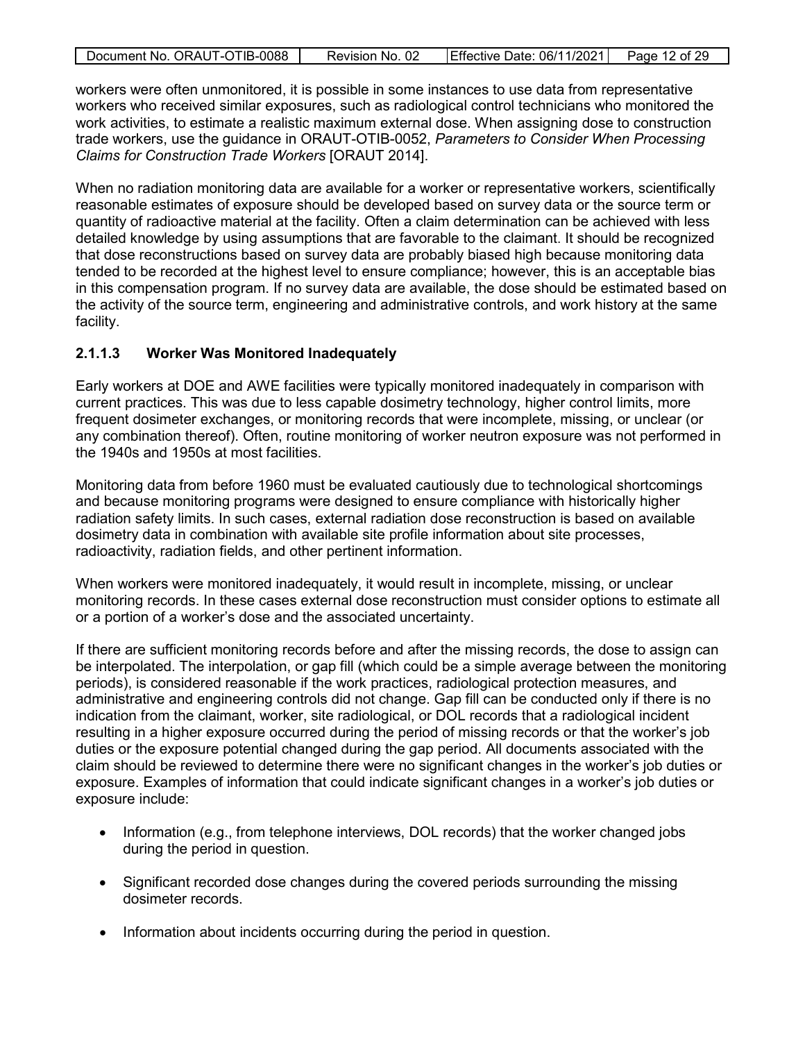workers were often unmonitored, it is possible in some instances to use data from representative workers who received similar exposures, such as radiological control technicians who monitored the work activities, to estimate a realistic maximum external dose. When assigning dose to construction trade workers, use the guidance in ORAUT-OTIB-0052, *Parameters to Consider When Processing Claims for Construction Trade Workers* [ORAUT 2014].

When no radiation monitoring data are available for a worker or representative workers, scientifically reasonable estimates of exposure should be developed based on survey data or the source term or quantity of radioactive material at the facility. Often a claim determination can be achieved with less detailed knowledge by using assumptions that are favorable to the claimant. It should be recognized that dose reconstructions based on survey data are probably biased high because monitoring data tended to be recorded at the highest level to ensure compliance; however, this is an acceptable bias in this compensation program. If no survey data are available, the dose should be estimated based on the activity of the source term, engineering and administrative controls, and work history at the same facility.

#### 2.1.1.3 Worker Was Monitored Inadequately

Early workers at DOE and AWE facilities were typically monitored inadequately in comparison with current practices. This was due to less capable dosimetry technology, higher control limits, more frequent dosimeter exchanges, or monitoring records that were incomplete, missing, or unclear (or any combination thereof). Often, routine monitoring of worker neutron exposure was not performed in the 1940s and 1950s at most facilities.

Monitoring data from before 1960 must be evaluated cautiously due to technological shortcomings and because monitoring programs were designed to ensure compliance with historically higher radiation safety limits. In such cases, external radiation dose reconstruction is based on available dosimetry data in combination with available site profile information about site processes, radioactivity, radiation fields, and other pertinent information.

When workers were monitored inadequately, it would result in incomplete, missing, or unclear monitoring records. In these cases external dose reconstruction must consider options to estimate all or a portion of a worker's dose and the associated uncertainty.

If there are sufficient monitoring records before and after the missing records, the dose to assign can be interpolated. The interpolation, or gap fill (which could be a simple average between the monitoring periods), is considered reasonable if the work practices, radiological protection measures, and administrative and engineering controls did not change. Gap fill can be conducted only if there is no indication from the claimant, worker, site radiological, or DOL records that a radiological incident resulting in a higher exposure occurred during the period of missing records or that the worker's job duties or the exposure potential changed during the gap period. All documents associated with the claim should be reviewed to determine there were no significant changes in the worker's job duties or exposure. Examples of information that could indicate significant changes in a worker's job duties or exposure include:

- Information (e.g., from telephone interviews, DOL records) that the worker changed jobs during the period in question.
- Significant recorded dose changes during the covered periods surrounding the missing dosimeter records.
- Information about incidents occurring during the period in question.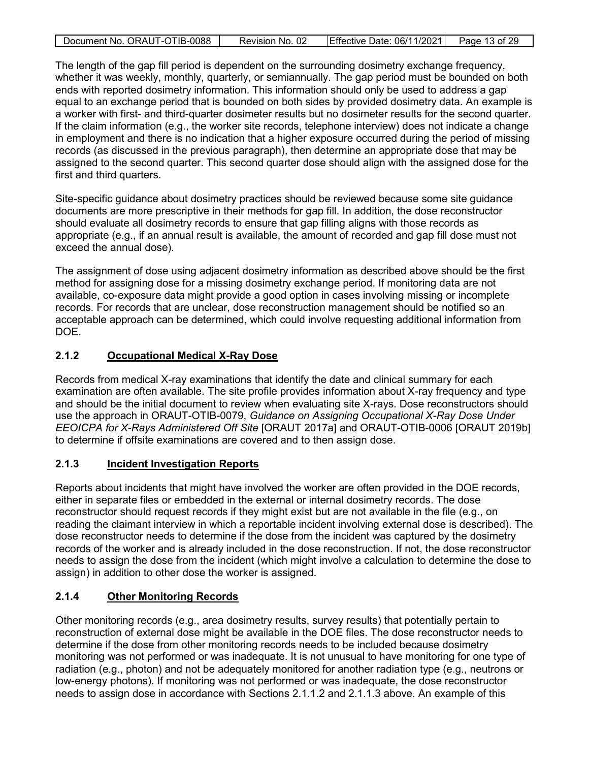The length of the gap fill period is dependent on the surrounding dosimetry exchange frequency, whether it was weekly, monthly, quarterly, or semiannually. The gap period must be bounded on both ends with reported dosimetry information. This information should only be used to address a gap equal to an exchange period that is bounded on both sides by provided dosimetry data. An example is a worker with first- and third-quarter dosimeter results but no dosimeter results for the second quarter. If the claim information (e.g., the worker site records, telephone interview) does not indicate a change in employment and there is no indication that a higher exposure occurred during the period of missing records (as discussed in the previous paragraph), then determine an appropriate dose that may be assigned to the second quarter. This second quarter dose should align with the assigned dose for the first and third quarters.

Site-specific guidance about dosimetry practices should be reviewed because some site guidance documents are more prescriptive in their methods for gap fill. In addition, the dose reconstructor should evaluate all dosimetry records to ensure that gap filling aligns with those records as appropriate (e.g., if an annual result is available, the amount of recorded and gap fill dose must not exceed the annual dose).

The assignment of dose using adjacent dosimetry information as described above should be the first method for assigning dose for a missing dosimetry exchange period. If monitoring data are not available, co-exposure data might provide a good option in cases involving missing or incomplete records. For records that are unclear, dose reconstruction management should be notified so an acceptable approach can be determined, which could involve requesting additional information from DOE.

### 2.1.2 Occupational Medical X-Ray Dose

Records from medical X-ray examinations that identify the date and clinical summary for each examination are often available. The site profile provides information about X-ray frequency and type and should be the initial document to review when evaluating site X-rays. Dose reconstructors should use the approach in ORAUT-OTIB-0079, *Guidance on Assigning Occupational X-Ray Dose Under EEOICPA for X-Rays Administered Off Site* [ORAUT 2017a] and ORAUT-OTIB-0006 [ORAUT 2019b] to determine if offsite examinations are covered and to then assign dose.

### 2.1.3 Incident Investigation Reports

Reports about incidents that might have involved the worker are often provided in the DOE records, either in separate files or embedded in the external or internal dosimetry records. The dose reconstructor should request records if they might exist but are not available in the file (e.g., on reading the claimant interview in which a reportable incident involving external dose is described). The dose reconstructor needs to determine if the dose from the incident was captured by the dosimetry records of the worker and is already included in the dose reconstruction. If not, the dose reconstructor needs to assign the dose from the incident (which might involve a calculation to determine the dose to assign) in addition to other dose the worker is assigned.

### 2.1.4 Other Monitoring Records

Other monitoring records (e.g., area dosimetry results, survey results) that potentially pertain to reconstruction of external dose might be available in the DOE files. The dose reconstructor needs to determine if the dose from other monitoring records needs to be included because dosimetry monitoring was not performed or was inadequate. It is not unusual to have monitoring for one type of radiation (e.g., photon) and not be adequately monitored for another radiation type (e.g., neutrons or low-energy photons). If monitoring was not performed or was inadequate, the dose reconstructor needs to assign dose in accordance with Sections 2.1.1.2 and 2.1.1.3 above. An example of this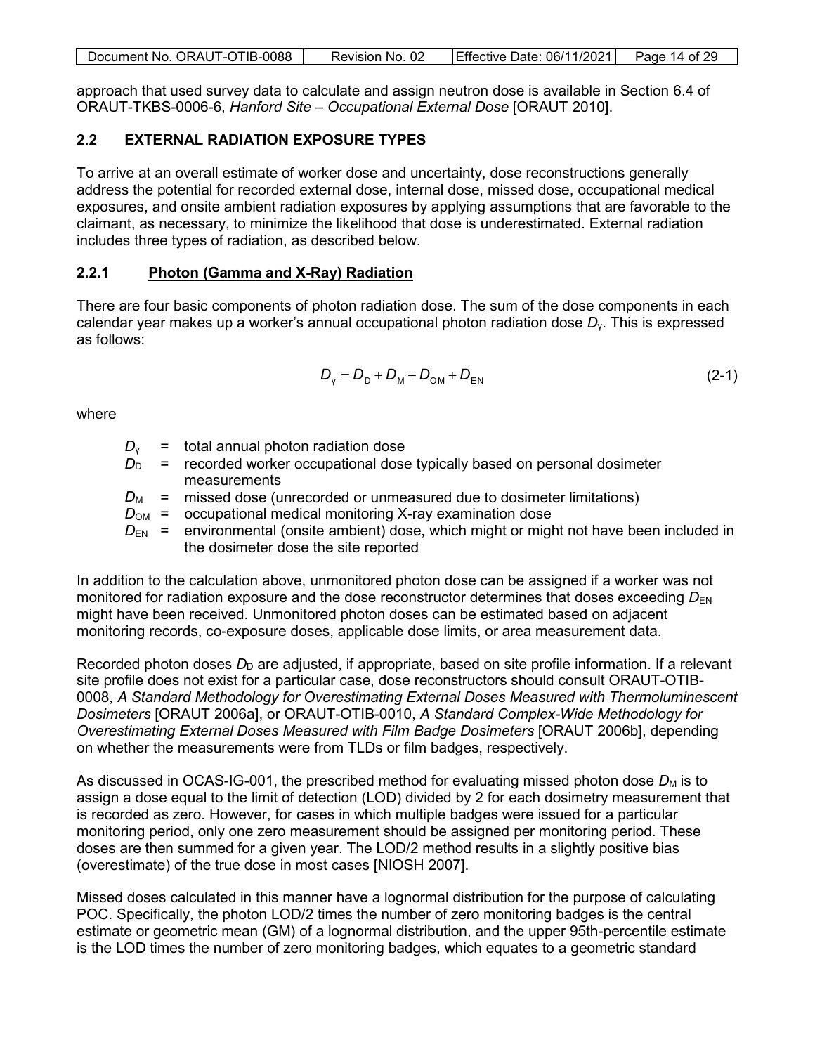approach that used survey data to calculate and assign neutron dose is available in Section 6.4 of ORAUT-TKBS-0006-6, *Hanford Site – Occupational External Dose* [ORAUT 2010].

## 2.2 EXTERNAL RADIATION EXPOSURE TYPES

To arrive at an overall estimate of worker dose and uncertainty, dose reconstructions generally address the potential for recorded external dose, internal dose, missed dose, occupational medical exposures, and onsite ambient radiation exposures by applying assumptions that are favorable to the claimant, as necessary, to minimize the likelihood that dose is underestimated. External radiation includes three types of radiation, as described below.

### 2.2.1 Photon (Gamma and X-Ray) Radiation

There are four basic components of photon radiation dose. The sum of the dose components in each calendar year makes up a worker's annual occupational photon radiation dose $D_\gamma$. This is expressed as follows:

$$D_\gamma = D_D + D_M + D_{OM} + D_{EN} \tag{2-1}$$

where

- $D_\gamma$ = total annual photon radiation dose
- $D_D$ = recorded worker occupational dose typically based on personal dosimeter measurements
- $D_M$ = missed dose (unrecorded or unmeasured due to dosimeter limitations)
- $D_{OM}$ = occupational medical monitoring X-ray examination dose
- $D_{EN}$ = environmental (onsite ambient) dose, which might or might not have been included in the dosimeter dose the site reported

In addition to the calculation above, unmonitored photon dose can be assigned if a worker was not monitored for radiation exposure and the dose reconstructor determines that doses exceeding $D_{EN}$ might have been received. Unmonitored photon doses can be estimated based on adjacent monitoring records, co-exposure doses, applicable dose limits, or area measurement data.

Recorded photon doses $D_D$ are adjusted, if appropriate, based on site profile information. If a relevant site profile does not exist for a particular case, dose reconstructors should consult ORAUT-OTIB-0008, *A Standard Methodology for Overestimating External Doses Measured with Thermoluminescent Dosimeters* [ORAUT 2006a], or ORAUT-OTIB-0010, *A Standard Complex-Wide Methodology for Overestimating External Doses Measured with Film Badge Dosimeters* [ORAUT 2006b], depending on whether the measurements were from TLDs or film badges, respectively.

As discussed in OCAS-IG-001, the prescribed method for evaluating missed photon dose $D_M$ is to assign a dose equal to the limit of detection (LOD) divided by 2 for each dosimetry measurement that is recorded as zero. However, for cases in which multiple badges were issued for a particular monitoring period, only one zero measurement should be assigned per monitoring period. These doses are then summed for a given year. The LOD/2 method results in a slightly positive bias (overestimate) of the true dose in most cases [NIOSH 2007].

Missed doses calculated in this manner have a lognormal distribution for the purpose of calculating POC. Specifically, the photon LOD/2 times the number of zero monitoring badges is the central estimate or geometric mean (GM) of a lognormal distribution, and the upper 95th-percentile estimate is the LOD times the number of zero monitoring badges, which equates to a geometric standard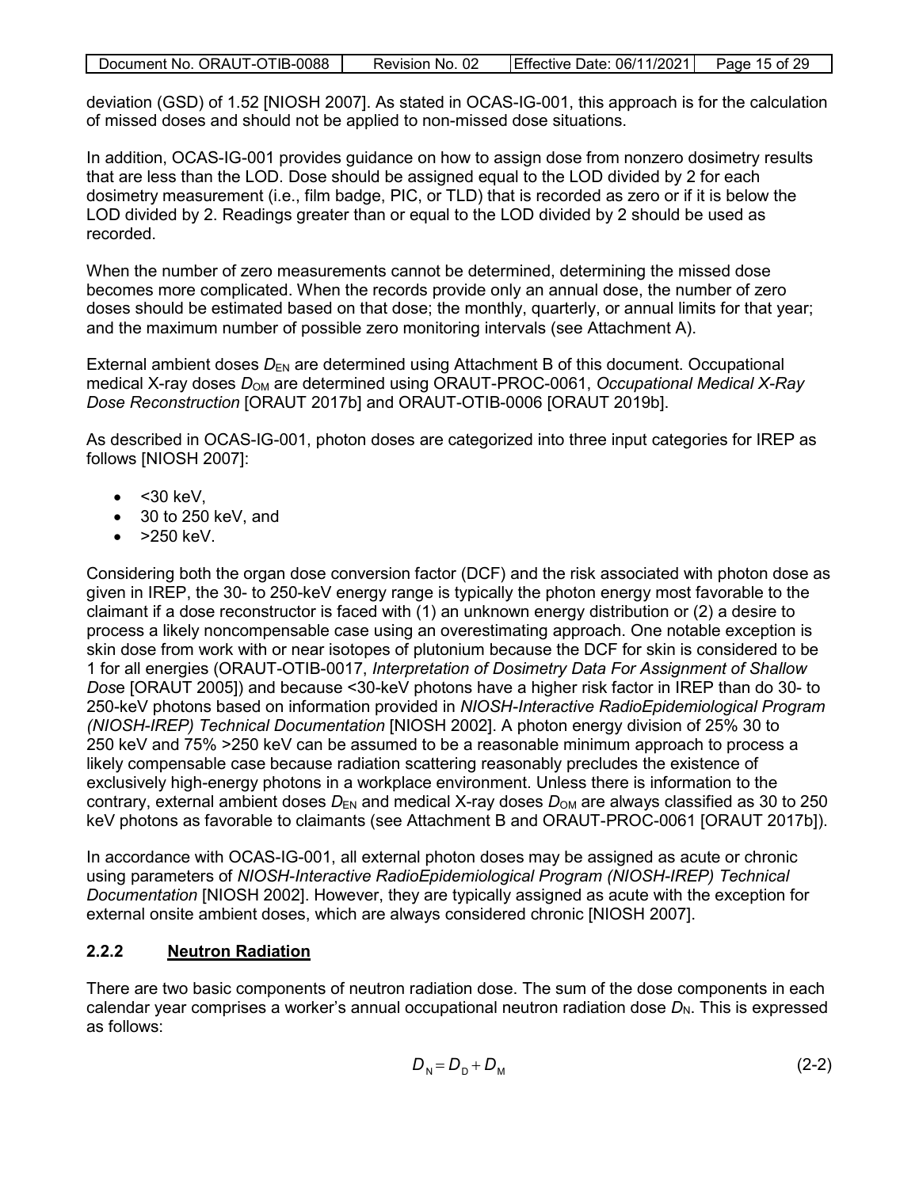deviation (GSD) of 1.52 [NIOSH 2007]. As stated in OCAS-IG-001, this approach is for the calculation of missed doses and should not be applied to non-missed dose situations.

In addition, OCAS-IG-001 provides guidance on how to assign dose from nonzero dosimetry results that are less than the LOD. Dose should be assigned equal to the LOD divided by 2 for each dosimetry measurement (i.e., film badge, PIC, or TLD) that is recorded as zero or if it is below the LOD divided by 2. Readings greater than or equal to the LOD divided by 2 should be used as recorded.

When the number of zero measurements cannot be determined, determining the missed dose becomes more complicated. When the records provide only an annual dose, the number of zero doses should be estimated based on that dose; the monthly, quarterly, or annual limits for that year; and the maximum number of possible zero monitoring intervals (see Attachment A).

External ambient doses $D_{EN}$ are determined using Attachment B of this document. Occupational medical X-ray doses $D_{OM}$ are determined using ORAUT-PROC-0061, *Occupational Medical X-Ray Dose Reconstruction* [ORAUT 2017b] and ORAUT-OTIB-0006 [ORAUT 2019b].

As described in OCAS-IG-001, photon doses are categorized into three input categories for IREP as follows [NIOSH 2007]:

- <30 keV,
- 30 to 250 keV, and
- >250 keV.

Considering both the organ dose conversion factor (DCF) and the risk associated with photon dose as given in IREP, the 30- to 250-keV energy range is typically the photon energy most favorable to the claimant if a dose reconstructor is faced with (1) an unknown energy distribution or (2) a desire to process a likely noncompensable case using an overestimating approach. One notable exception is skin dose from work with or near isotopes of plutonium because the DCF for skin is considered to be 1 for all energies (ORAUT-OTIB-0017, *Interpretation of Dosimetry Data For Assignment of Shallow Dose* [ORAUT 2005]) and because <30-keV photons have a higher risk factor in IREP than do 30- to 250-keV photons based on information provided in *NIOSH-Interactive RadioEpidemiological Program (NIOSH-IREP) Technical Documentation* [NIOSH 2002]. A photon energy division of 25% 30 to 250 keV and 75% >250 keV can be assumed to be a reasonable minimum approach to process a likely compensable case because radiation scattering reasonably precludes the existence of exclusively high-energy photons in a workplace environment. Unless there is information to the contrary, external ambient doses $D_{EN}$ and medical X-ray doses $D_{OM}$ are always classified as 30 to 250 keV photons as favorable to claimants (see Attachment B and ORAUT-PROC-0061 [ORAUT 2017b]).

In accordance with OCAS-IG-001, all external photon doses may be assigned as acute or chronic using parameters of *NIOSH-Interactive RadioEpidemiological Program (NIOSH-IREP) Technical Documentation* [NIOSH 2002]. However, they are typically assigned as acute with the exception for external onsite ambient doses, which are always considered chronic [NIOSH 2007].

### 2.2.2 Neutron Radiation

There are two basic components of neutron radiation dose. The sum of the dose components in each calendar year comprises a worker's annual occupational neutron radiation dose $D_N$. This is expressed as follows:

$$D_N = D_D + D_M \tag{2-2}$$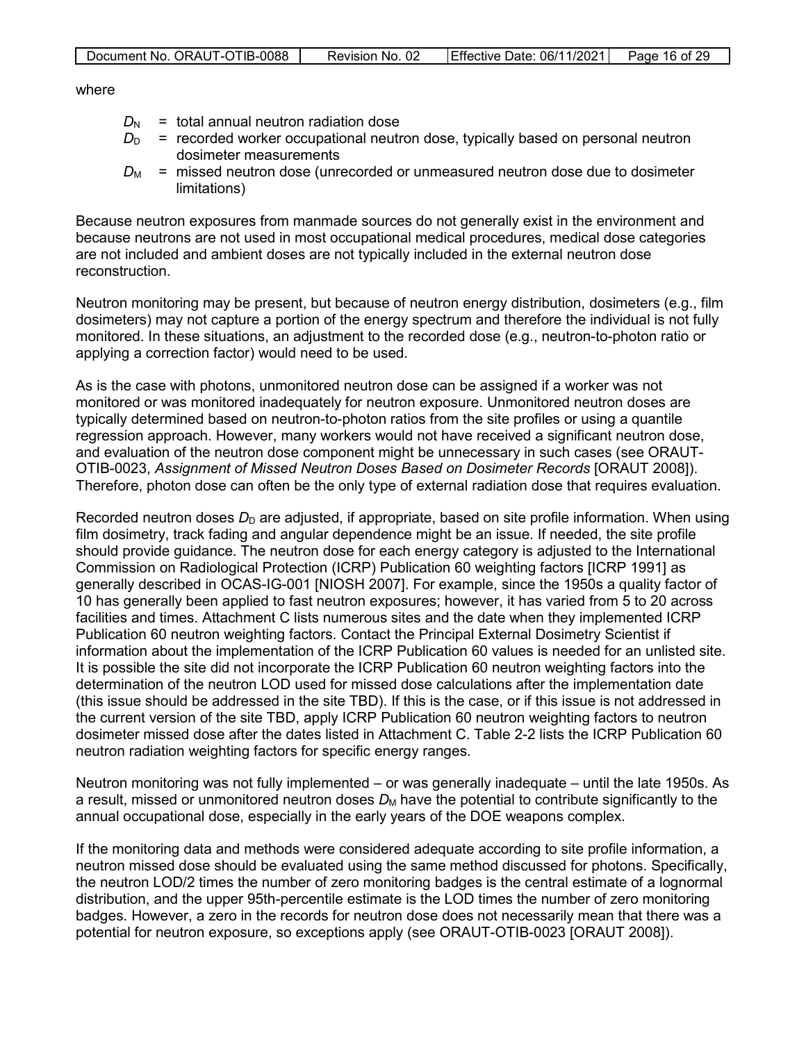where

- $D_N$ = total annual neutron radiation dose
- $D_D$ = recorded worker occupational neutron dose, typically based on personal neutron dosimeter measurements
- $D_M$ = missed neutron dose (unrecorded or unmeasured neutron dose due to dosimeter limitations)

Because neutron exposures from manmade sources do not generally exist in the environment and because neutrons are not used in most occupational medical procedures, medical dose categories are not included and ambient doses are not typically included in the external neutron dose reconstruction.

Neutron monitoring may be present, but because of neutron energy distribution, dosimeters (e.g., film dosimeters) may not capture a portion of the energy spectrum and therefore the individual is not fully monitored. In these situations, an adjustment to the recorded dose (e.g., neutron-to-photon ratio or applying a correction factor) would need to be used.

As is the case with photons, unmonitored neutron dose can be assigned if a worker was not monitored or was monitored inadequately for neutron exposure. Unmonitored neutron doses are typically determined based on neutron-to-photon ratios from the site profiles or using a quantile regression approach. However, many workers would not have received a significant neutron dose, and evaluation of the neutron dose component might be unnecessary in such cases (see ORAUT-OTIB-0023, *Assignment of Missed Neutron Doses Based on Dosimeter Records* [ORAUT 2008]). Therefore, photon dose can often be the only type of external radiation dose that requires evaluation.

Recorded neutron doses $D_D$ are adjusted, if appropriate, based on site profile information. When using film dosimetry, track fading and angular dependence might be an issue. If needed, the site profile should provide guidance. The neutron dose for each energy category is adjusted to the International Commission on Radiological Protection (ICRP) Publication 60 weighting factors [ICRP 1991] as generally described in OCAS-IG-001 [NIOSH 2007]. For example, since the 1950s a quality factor of 10 has generally been applied to fast neutron exposures; however, it has varied from 5 to 20 across facilities and times. Attachment C lists numerous sites and the date when they implemented ICRP Publication 60 neutron weighting factors. Contact the Principal External Dosimetry Scientist if information about the implementation of the ICRP Publication 60 values is needed for an unlisted site. It is possible the site did not incorporate the ICRP Publication 60 neutron weighting factors into the determination of the neutron LOD used for missed dose calculations after the implementation date (this issue should be addressed in the site TBD). If this is the case, or if this issue is not addressed in the current version of the site TBD, apply ICRP Publication 60 neutron weighting factors to neutron dosimeter missed dose after the dates listed in Attachment C. Table 2-2 lists the ICRP Publication 60 neutron radiation weighting factors for specific energy ranges.

Neutron monitoring was not fully implemented – or was generally inadequate – until the late 1950s. As a result, missed or unmonitored neutron doses $D_M$ have the potential to contribute significantly to the annual occupational dose, especially in the early years of the DOE weapons complex.

If the monitoring data and methods were considered adequate according to site profile information, a neutron missed dose should be evaluated using the same method discussed for photons. Specifically, the neutron LOD/2 times the number of zero monitoring badges is the central estimate of a lognormal distribution, and the upper 95th-percentile estimate is the LOD times the number of zero monitoring badges. However, a zero in the records for neutron dose does not necessarily mean that there was a potential for neutron exposure, so exceptions apply (see ORAUT-OTIB-0023 [ORAUT 2008]).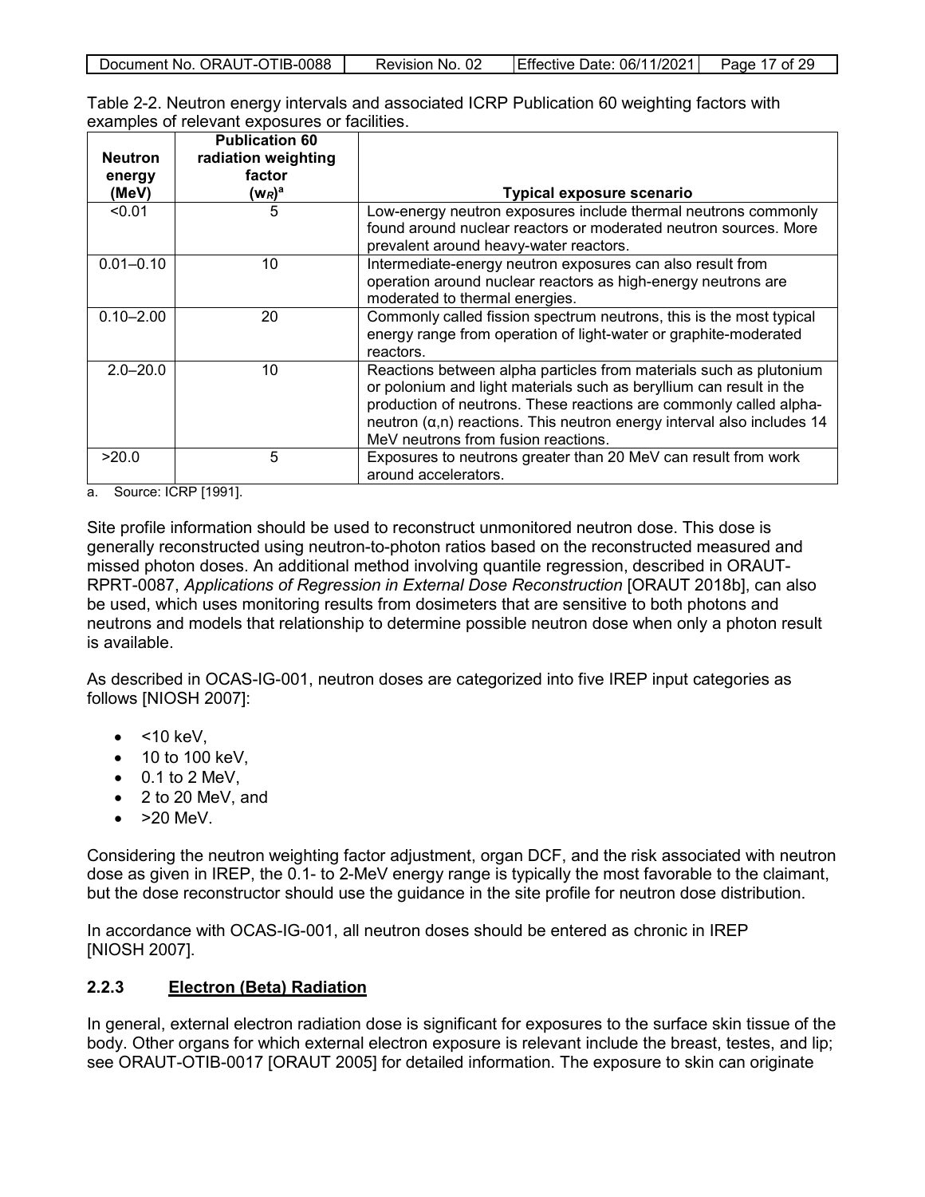Table 2-2. Neutron energy intervals and associated ICRP Publication 60 weighting factors with examples of relevant exposures or facilities.

| Neutron energy (MeV) | Publication 60 radiation weighting factor ($w_R$)[a] | Typical exposure scenario |
|---|---|---|
| <0.01 | 5 | Low-energy neutron exposures include thermal neutrons commonly found around nuclear reactors or moderated neutron sources. More prevalent around heavy-water reactors. |
| 0.01–0.10 | 10 | Intermediate-energy neutron exposures can also result from operation around nuclear reactors as high-energy neutrons are moderated to thermal energies. |
| 0.10–2.00 | 20 | Commonly called fission spectrum neutrons, this is the most typical energy range from operation of light-water or graphite-moderated reactors. |
| 2.0–20.0 | 10 | Reactions between alpha particles from materials such as plutonium or polonium and light materials such as beryllium can result in the production of neutrons. These reactions are commonly called alpha-neutron (α,n) reactions. This neutron energy interval also includes 14 MeV neutrons from fusion reactions. |
| >20.0 | 5 | Exposures to neutrons greater than 20 MeV can result from work around accelerators. |

a. Source: ICRP [1991].

Site profile information should be used to reconstruct unmonitored neutron dose. This dose is generally reconstructed using neutron-to-photon ratios based on the reconstructed measured and missed photon doses. An additional method involving quantile regression, described in ORAUT-RPRT-0087, *Applications of Regression in External Dose Reconstruction* [ORAUT 2018b], can also be used, which uses monitoring results from dosimeters that are sensitive to both photons and neutrons and models that relationship to determine possible neutron dose when only a photon result is available.

As described in OCAS-IG-001, neutron doses are categorized into five IREP input categories as follows [NIOSH 2007]:

- <10 keV,
- 10 to 100 keV,
- 0.1 to 2 MeV,
- 2 to 20 MeV, and
- >20 MeV.

Considering the neutron weighting factor adjustment, organ DCF, and the risk associated with neutron dose as given in IREP, the 0.1- to 2-MeV energy range is typically the most favorable to the claimant, but the dose reconstructor should use the guidance in the site profile for neutron dose distribution.

In accordance with OCAS-IG-001, all neutron doses should be entered as chronic in IREP [NIOSH 2007].

### 2.2.3 Electron (Beta) Radiation

In general, external electron radiation dose is significant for exposures to the surface skin tissue of the body. Other organs for which external electron exposure is relevant include the breast, testes, and lip; see ORAUT-OTIB-0017 [ORAUT 2005] for detailed information. The exposure to skin can originate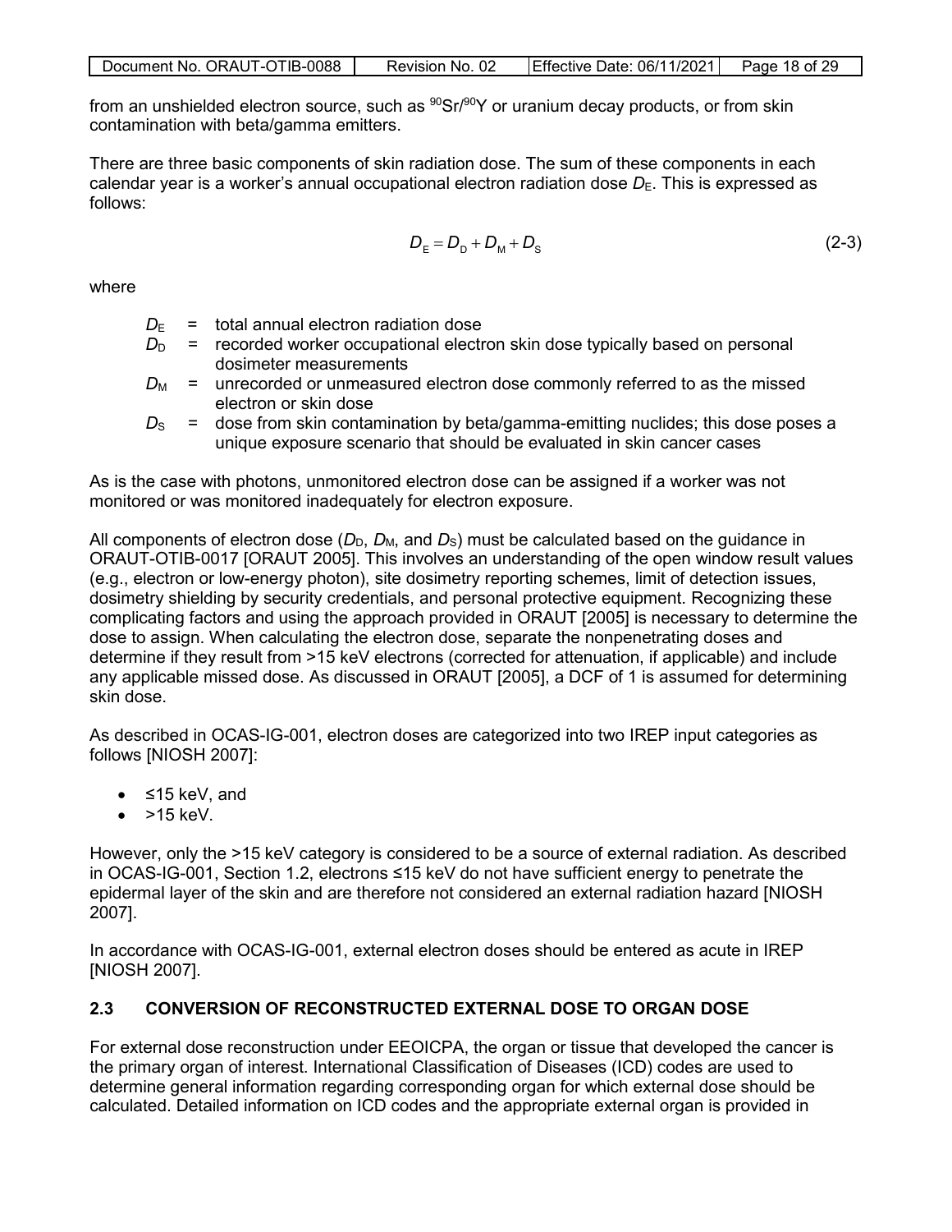from an unshielded electron source, such as $^{90}Sr/^{90}Y$ or uranium decay products, or from skin contamination with beta/gamma emitters.

There are three basic components of skin radiation dose. The sum of these components in each calendar year is a worker's annual occupational electron radiation dose $D_E$. This is expressed as follows:

$$D_E = D_D + D_M + D_S \tag{2-3}$$

where

- $D_E$ = total annual electron radiation dose
- $D_D$ = recorded worker occupational electron skin dose typically based on personal dosimeter measurements
- $D_M$ = unrecorded or unmeasured electron dose commonly referred to as the missed electron or skin dose
- $D_S$ = dose from skin contamination by beta/gamma-emitting nuclides; this dose poses a unique exposure scenario that should be evaluated in skin cancer cases

As is the case with photons, unmonitored electron dose can be assigned if a worker was not monitored or was monitored inadequately for electron exposure.

All components of electron dose ($D_D$, $D_M$, and $D_S$) must be calculated based on the guidance in ORAUT-OTIB-0017 [ORAUT 2005]. This involves an understanding of the open window result values (e.g., electron or low-energy photon), site dosimetry reporting schemes, limit of detection issues, dosimetry shielding by security credentials, and personal protective equipment. Recognizing these complicating factors and using the approach provided in ORAUT [2005] is necessary to determine the dose to assign. When calculating the electron dose, separate the nonpenetrating doses and determine if they result from >15 keV electrons (corrected for attenuation, if applicable) and include any applicable missed dose. As discussed in ORAUT [2005], a DCF of 1 is assumed for determining skin dose.

As described in OCAS-IG-001, electron doses are categorized into two IREP input categories as follows [NIOSH 2007]:

- ≤15 keV, and
- >15 keV.

However, only the >15 keV category is considered to be a source of external radiation. As described in OCAS-IG-001, Section 1.2, electrons ≤15 keV do not have sufficient energy to penetrate the epidermal layer of the skin and are therefore not considered an external radiation hazard [NIOSH 2007].

In accordance with OCAS-IG-001, external electron doses should be entered as acute in IREP [NIOSH 2007].

## 2.3 CONVERSION OF RECONSTRUCTED EXTERNAL DOSE TO ORGAN DOSE

For external dose reconstruction under EEOICPA, the organ or tissue that developed the cancer is the primary organ of interest. International Classification of Diseases (ICD) codes are used to determine general information regarding corresponding organ for which external dose should be calculated. Detailed information on ICD codes and the appropriate external organ is provided in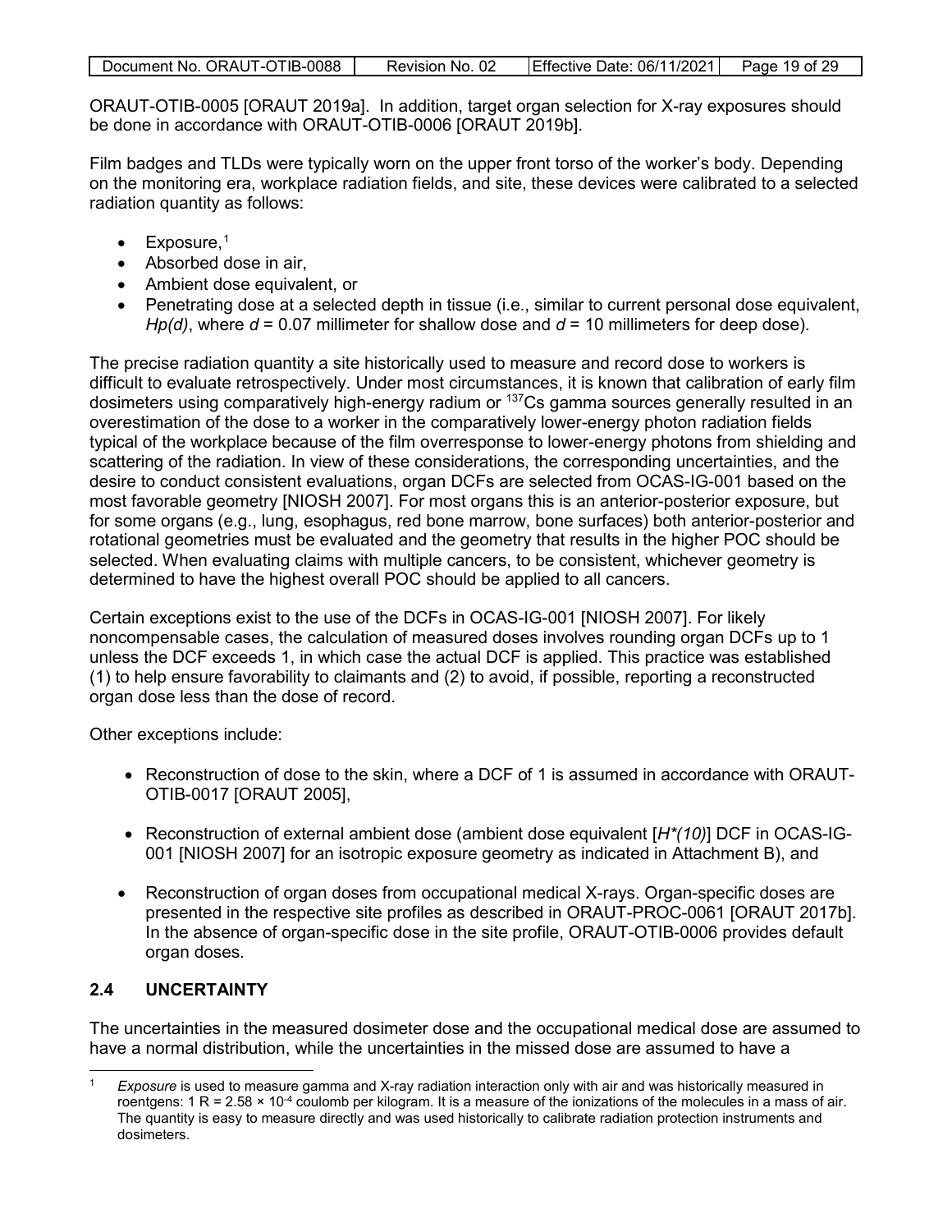ORAUT-OTIB-0005 [ORAUT 2019a]. In addition, target organ selection for X-ray exposures should be done in accordance with ORAUT-OTIB-0006 [ORAUT 2019b].

Film badges and TLDs were typically worn on the upper front torso of the worker's body. Depending on the monitoring era, workplace radiation fields, and site, these devices were calibrated to a selected radiation quantity as follows:

- Exposure,[1]
- Absorbed dose in air,
- Ambient dose equivalent, or
- Penetrating dose at a selected depth in tissue (i.e., similar to current personal dose equivalent, $Hp(d)$, where $d$ = 0.07 millimeter for shallow dose and $d$ = 10 millimeters for deep dose).

The precise radiation quantity a site historically used to measure and record dose to workers is difficult to evaluate retrospectively. Under most circumstances, it is known that calibration of early film dosimeters using comparatively high-energy radium or $^{137}Cs$ gamma sources generally resulted in an overestimation of the dose to a worker in the comparatively lower-energy photon radiation fields typical of the workplace because of the film overresponse to lower-energy photons from shielding and scattering of the radiation. In view of these considerations, the corresponding uncertainties, and the desire to conduct consistent evaluations, organ DCFs are selected from OCAS-IG-001 based on the most favorable geometry [NIOSH 2007]. For most organs this is an anterior-posterior exposure, but for some organs (e.g., lung, esophagus, red bone marrow, bone surfaces) both anterior-posterior and rotational geometries must be evaluated and the geometry that results in the higher POC should be selected. When evaluating claims with multiple cancers, to be consistent, whichever geometry is determined to have the highest overall POC should be applied to all cancers.

Certain exceptions exist to the use of the DCFs in OCAS-IG-001 [NIOSH 2007]. For likely noncompensable cases, the calculation of measured doses involves rounding organ DCFs up to 1 unless the DCF exceeds 1, in which case the actual DCF is applied. This practice was established (1) to help ensure favorability to claimants and (2) to avoid, if possible, reporting a reconstructed organ dose less than the dose of record.

Other exceptions include:

- Reconstruction of dose to the skin, where a DCF of 1 is assumed in accordance with ORAUT-OTIB-0017 [ORAUT 2005],
- Reconstruction of external ambient dose (ambient dose equivalent [$H^*(10)$] DCF in OCAS-IG-001 [NIOSH 2007] for an isotropic exposure geometry as indicated in Attachment B), and
- Reconstruction of organ doses from occupational medical X-rays. Organ-specific doses are presented in the respective site profiles as described in ORAUT-PROC-0061 [ORAUT 2017b]. In the absence of organ-specific dose in the site profile, ORAUT-OTIB-0006 provides default organ doses.

## 2.4 UNCERTAINTY

The uncertainties in the measured dosimeter dose and the occupational medical dose are assumed to have a normal distribution, while the uncertainties in the missed dose are assumed to have a

[1] *Exposure* is used to measure gamma and X-ray radiation interaction only with air and was historically measured in roentgens: 1 R = 2.58 × $10^{-4}$ coulomb per kilogram. It is a measure of the ionizations of the molecules in a mass of air. The quantity is easy to measure directly and was used historically to calibrate radiation protection instruments and dosimeters.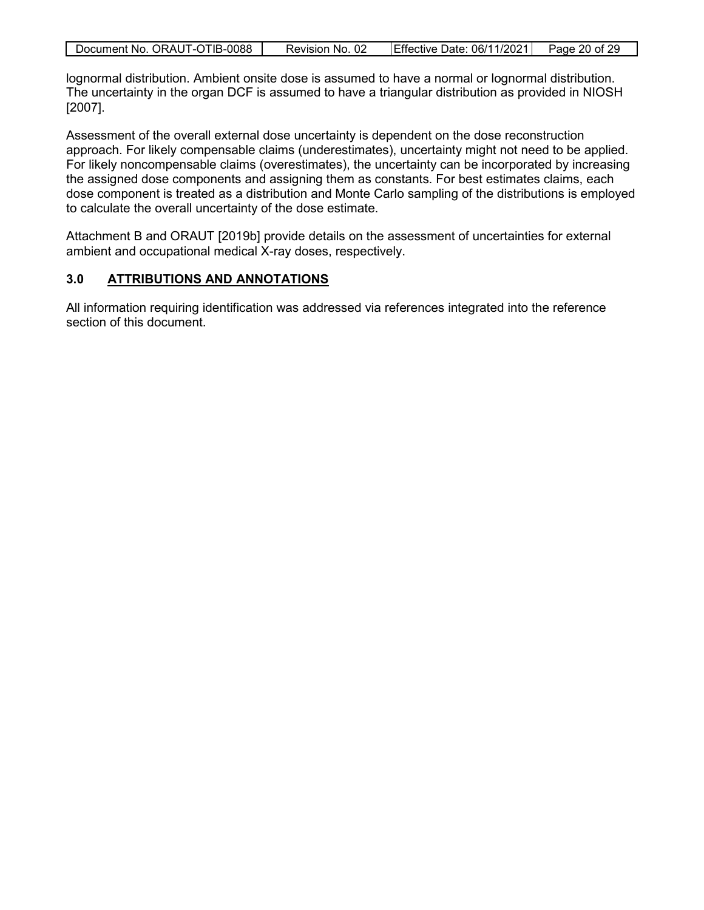lognormal distribution. Ambient onsite dose is assumed to have a normal or lognormal distribution. The uncertainty in the organ DCF is assumed to have a triangular distribution as provided in NIOSH [2007].

Assessment of the overall external dose uncertainty is dependent on the dose reconstruction approach. For likely compensable claims (underestimates), uncertainty might not need to be applied. For likely noncompensable claims (overestimates), the uncertainty can be incorporated by increasing the assigned dose components and assigning them as constants. For best estimates claims, each dose component is treated as a distribution and Monte Carlo sampling of the distributions is employed to calculate the overall uncertainty of the dose estimate.

Attachment B and ORAUT [2019b] provide details on the assessment of uncertainties for external ambient and occupational medical X-ray doses, respectively.

## 3.0 ATTRIBUTIONS AND ANNOTATIONS

All information requiring identification was addressed via references integrated into the reference section of this document.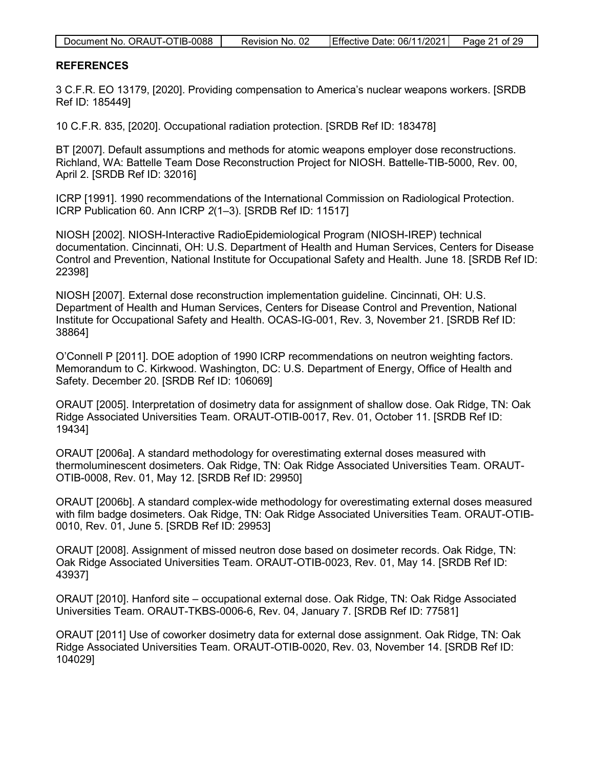## REFERENCES

3 C.F.R. EO 13179, [2020]. Providing compensation to America's nuclear weapons workers. [SRDB Ref ID: 185449]

10 C.F.R. 835, [2020]. Occupational radiation protection. [SRDB Ref ID: 183478]

BT [2007]. Default assumptions and methods for atomic weapons employer dose reconstructions. Richland, WA: Battelle Team Dose Reconstruction Project for NIOSH. Battelle-TIB-5000, Rev. 00, April 2. [SRDB Ref ID: 32016]

ICRP [1991]. 1990 recommendations of the International Commission on Radiological Protection. ICRP Publication 60. Ann ICRP *2*(1–3). [SRDB Ref ID: 11517]

NIOSH [2002]. NIOSH-Interactive RadioEpidemiological Program (NIOSH-IREP) technical documentation. Cincinnati, OH: U.S. Department of Health and Human Services, Centers for Disease Control and Prevention, National Institute for Occupational Safety and Health. June 18. [SRDB Ref ID: 22398]

NIOSH [2007]. External dose reconstruction implementation guideline. Cincinnati, OH: U.S. Department of Health and Human Services, Centers for Disease Control and Prevention, National Institute for Occupational Safety and Health. OCAS-IG-001, Rev. 3, November 21. [SRDB Ref ID: 38864]

O'Connell P [2011]. DOE adoption of 1990 ICRP recommendations on neutron weighting factors. Memorandum to C. Kirkwood. Washington, DC: U.S. Department of Energy, Office of Health and Safety. December 20. [SRDB Ref ID: 106069]

ORAUT [2005]. Interpretation of dosimetry data for assignment of shallow dose. Oak Ridge, TN: Oak Ridge Associated Universities Team. ORAUT-OTIB-0017, Rev. 01, October 11. [SRDB Ref ID: 19434]

ORAUT [2006a]. A standard methodology for overestimating external doses measured with thermoluminescent dosimeters. Oak Ridge, TN: Oak Ridge Associated Universities Team. ORAUT-OTIB-0008, Rev. 01, May 12. [SRDB Ref ID: 29950]

ORAUT [2006b]. A standard complex-wide methodology for overestimating external doses measured with film badge dosimeters. Oak Ridge, TN: Oak Ridge Associated Universities Team. ORAUT-OTIB-0010, Rev. 01, June 5. [SRDB Ref ID: 29953]

ORAUT [2008]. Assignment of missed neutron dose based on dosimeter records. Oak Ridge, TN: Oak Ridge Associated Universities Team. ORAUT-OTIB-0023, Rev. 01, May 14. [SRDB Ref ID: 43937]

ORAUT [2010]. Hanford site – occupational external dose. Oak Ridge, TN: Oak Ridge Associated Universities Team. ORAUT-TKBS-0006-6, Rev. 04, January 7. [SRDB Ref ID: 77581]

ORAUT [2011] Use of coworker dosimetry data for external dose assignment. Oak Ridge, TN: Oak Ridge Associated Universities Team. ORAUT-OTIB-0020, Rev. 03, November 14. [SRDB Ref ID: 104029]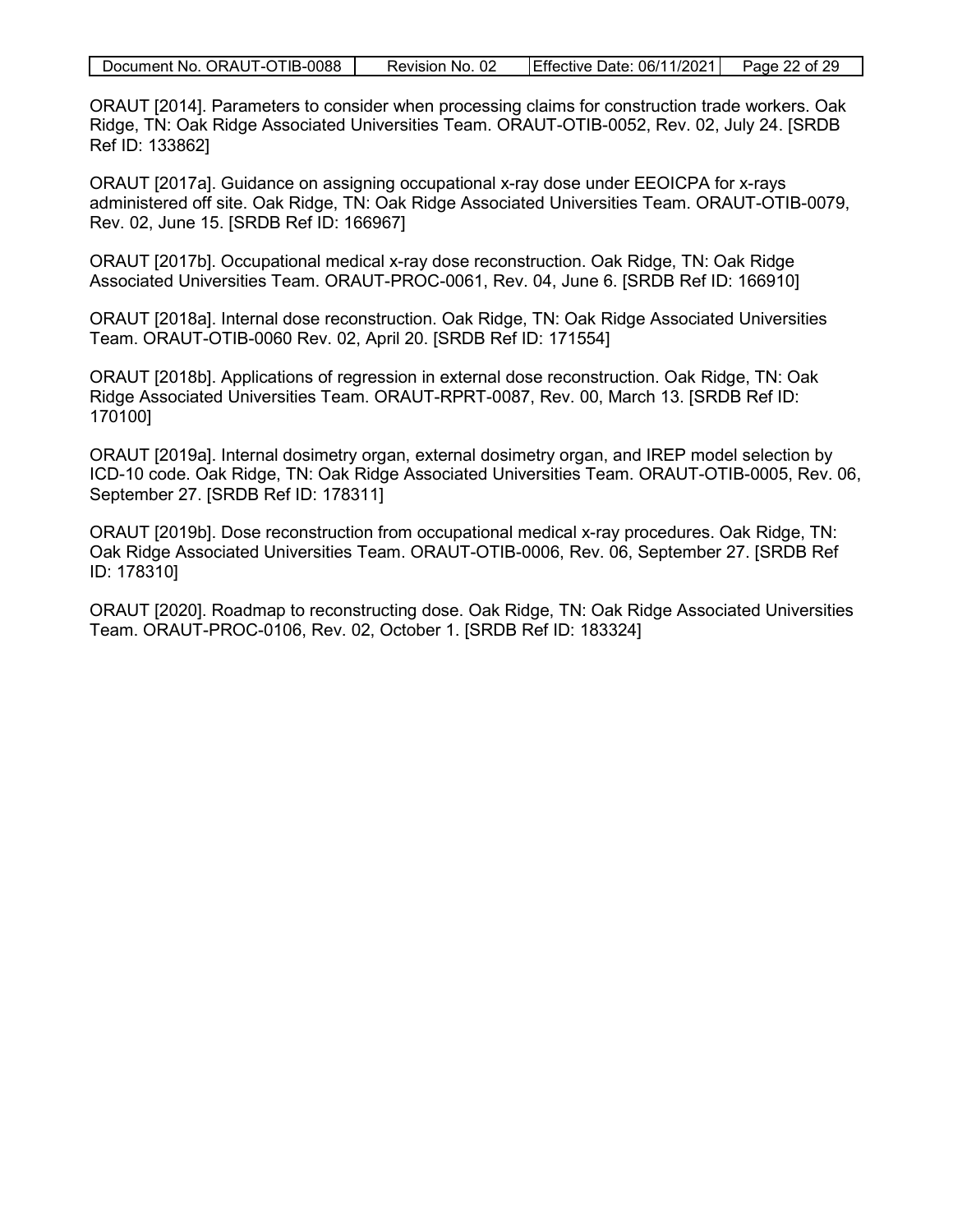ORAUT [2014]. Parameters to consider when processing claims for construction trade workers. Oak Ridge, TN: Oak Ridge Associated Universities Team. ORAUT-OTIB-0052, Rev. 02, July 24. [SRDB Ref ID: 133862]

ORAUT [2017a]. Guidance on assigning occupational x-ray dose under EEOICPA for x-rays administered off site. Oak Ridge, TN: Oak Ridge Associated Universities Team. ORAUT-OTIB-0079, Rev. 02, June 15. [SRDB Ref ID: 166967]

ORAUT [2017b]. Occupational medical x-ray dose reconstruction. Oak Ridge, TN: Oak Ridge Associated Universities Team. ORAUT-PROC-0061, Rev. 04, June 6. [SRDB Ref ID: 166910]

ORAUT [2018a]. Internal dose reconstruction. Oak Ridge, TN: Oak Ridge Associated Universities Team. ORAUT-OTIB-0060 Rev. 02, April 20. [SRDB Ref ID: 171554]

ORAUT [2018b]. Applications of regression in external dose reconstruction. Oak Ridge, TN: Oak Ridge Associated Universities Team. ORAUT-RPRT-0087, Rev. 00, March 13. [SRDB Ref ID: 170100]

ORAUT [2019a]. Internal dosimetry organ, external dosimetry organ, and IREP model selection by ICD-10 code. Oak Ridge, TN: Oak Ridge Associated Universities Team. ORAUT-OTIB-0005, Rev. 06, September 27. [SRDB Ref ID: 178311]

ORAUT [2019b]. Dose reconstruction from occupational medical x-ray procedures. Oak Ridge, TN: Oak Ridge Associated Universities Team. ORAUT-OTIB-0006, Rev. 06, September 27. [SRDB Ref ID: 178310]

ORAUT [2020]. Roadmap to reconstructing dose. Oak Ridge, TN: Oak Ridge Associated Universities Team. ORAUT-PROC-0106, Rev. 02, October 1. [SRDB Ref ID: 183324]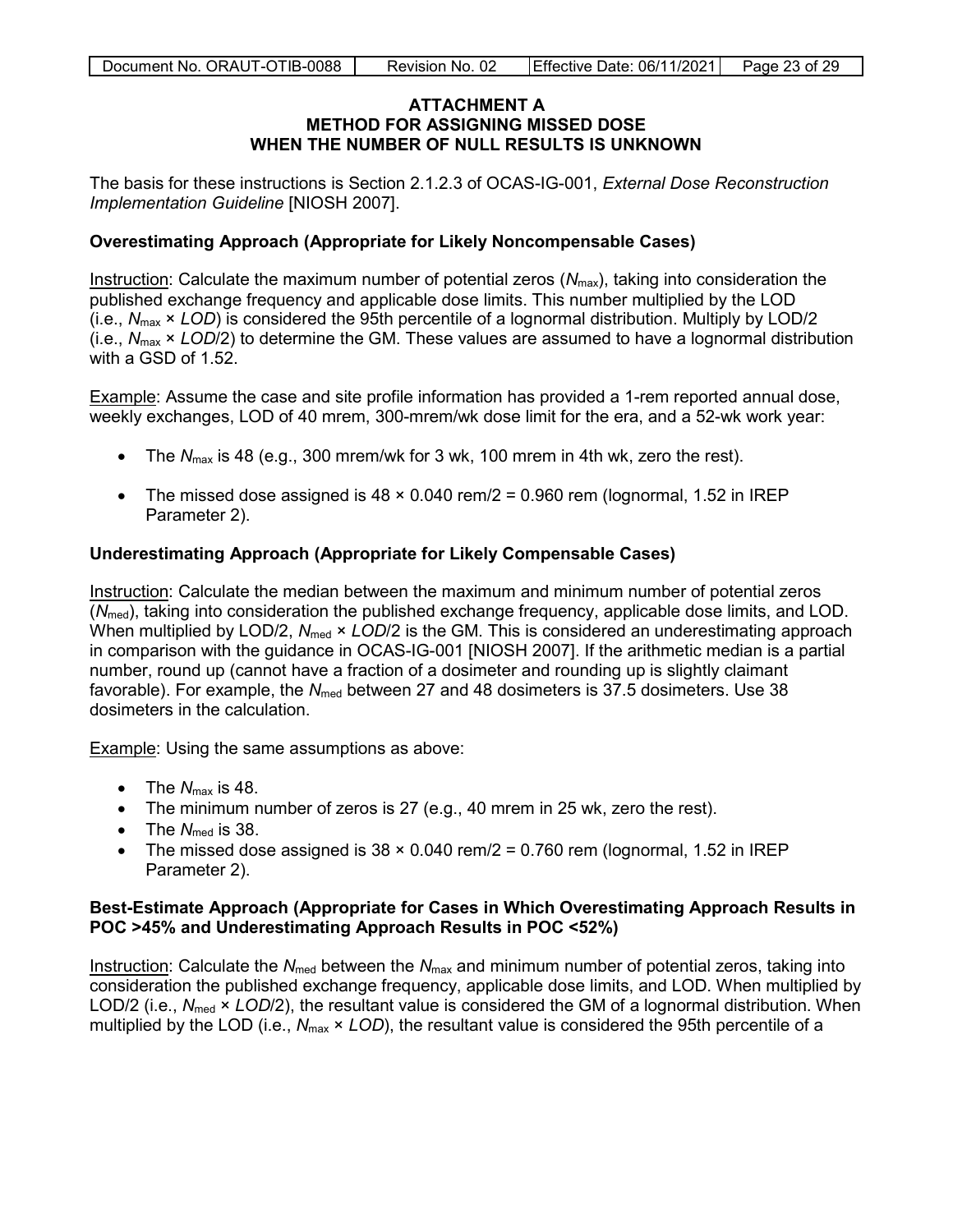# ATTACHMENT A
# METHOD FOR ASSIGNING MISSED DOSE WHEN THE NUMBER OF NULL RESULTS IS UNKNOWN

The basis for these instructions is Section 2.1.2.3 of OCAS-IG-001, *External Dose Reconstruction Implementation Guideline* [NIOSH 2007].

### Overestimating Approach (Appropriate for Likely Noncompensable Cases)

Instruction: Calculate the maximum number of potential zeros ($N_{max}$), taking into consideration the published exchange frequency and applicable dose limits. This number multiplied by the LOD (i.e., $N_{max} \times LOD$) is considered the 95th percentile of a lognormal distribution. Multiply by LOD/2 (i.e., $N_{max} \times LOD/2$) to determine the GM. These values are assumed to have a lognormal distribution with a GSD of 1.52.

Example: Assume the case and site profile information has provided a 1-rem reported annual dose, weekly exchanges, LOD of 40 mrem, 300-mrem/wk dose limit for the era, and a 52-wk work year:

- The $N_{max}$ is 48 (e.g., 300 mrem/wk for 3 wk, 100 mrem in 4th wk, zero the rest).
- The missed dose assigned is 48 × 0.040 rem/2 = 0.960 rem (lognormal, 1.52 in IREP Parameter 2).

### Underestimating Approach (Appropriate for Likely Compensable Cases)

Instruction: Calculate the median between the maximum and minimum number of potential zeros ($N_{med}$), taking into consideration the published exchange frequency, applicable dose limits, and LOD. When multiplied by LOD/2, $N_{med} \times LOD/2$ is the GM. This is considered an underestimating approach in comparison with the guidance in OCAS-IG-001 [NIOSH 2007]. If the arithmetic median is a partial number, round up (cannot have a fraction of a dosimeter and rounding up is slightly claimant favorable). For example, the $N_{med}$ between 27 and 48 dosimeters is 37.5 dosimeters. Use 38 dosimeters in the calculation.

Example: Using the same assumptions as above:

- The $N_{max}$ is 48.
- The minimum number of zeros is 27 (e.g., 40 mrem in 25 wk, zero the rest).
- The $N_{med}$ is 38.
- The missed dose assigned is 38 × 0.040 rem/2 = 0.760 rem (lognormal, 1.52 in IREP Parameter 2).

### Best-Estimate Approach (Appropriate for Cases in Which Overestimating Approach Results in POC >45% and Underestimating Approach Results in POC <52%)

Instruction: Calculate the $N_{med}$ between the $N_{max}$ and minimum number of potential zeros, taking into consideration the published exchange frequency, applicable dose limits, and LOD. When multiplied by LOD/2 (i.e., $N_{med} \times LOD/2$), the resultant value is considered the GM of a lognormal distribution. When multiplied by the LOD (i.e., $N_{max} \times LOD$), the resultant value is considered the 95th percentile of a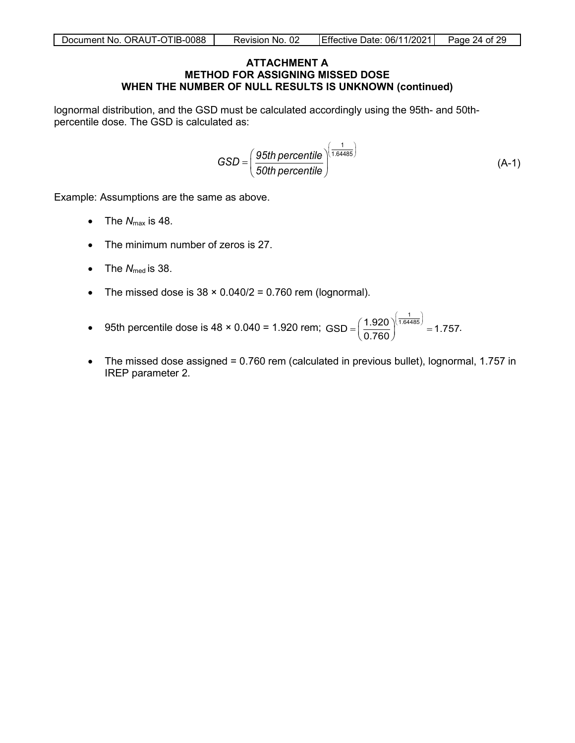## ATTACHMENT A
## METHOD FOR ASSIGNING MISSED DOSE
## WHEN THE NUMBER OF NULL RESULTS IS UNKNOWN (continued)

lognormal distribution, and the GSD must be calculated accordingly using the 95th- and 50th-percentile dose. The GSD is calculated as:

$$GSD = \left( \frac{95th\ percentile}{50th\ percentile} \right)^{\left(\frac{1}{1.64485}\right)} \tag{A-1}$$

Example: Assumptions are the same as above.

- The $N_{max}$ is 48.
- The minimum number of zeros is 27.
- The $N_{med}$ is 38.
- The missed dose is $38 \times 0.040/2 = 0.760$ rem (lognormal).
- 95th percentile dose is $48 \times 0.040 = 1.920$ rem; $\text{GSD} = \left( \frac{1.920}{0.760} \right)^{\left(\frac{1}{1.64485}\right)} = 1.757$.
- The missed dose assigned = 0.760 rem (calculated in previous bullet), lognormal, 1.757 in IREP parameter 2.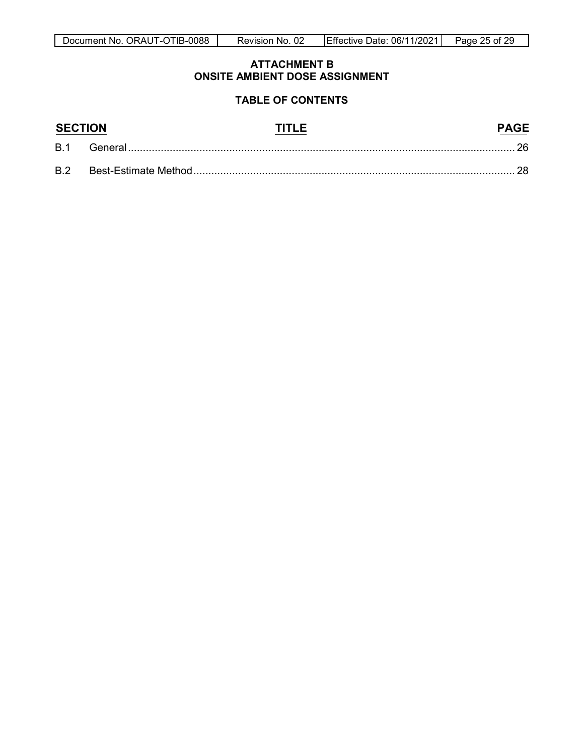# ATTACHMENT B
# ONSITE AMBIENT DOSE ASSIGNMENT

## TABLE OF CONTENTS

| SECTION | TITLE | PAGE |
|---|---|---|
| B.1 | General | 26 |
| B.2 | Best-Estimate Method | 28 |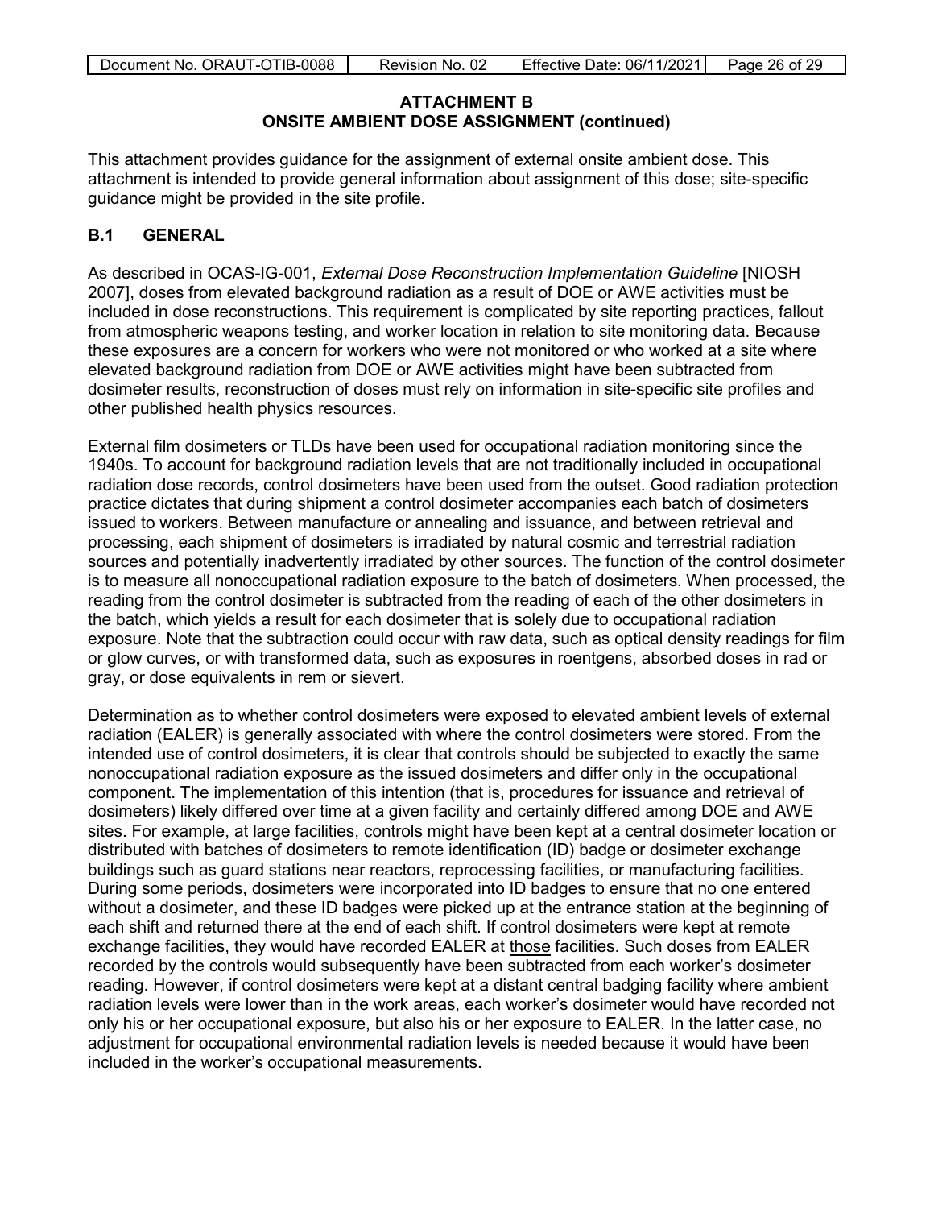## ATTACHMENT B
## ONSITE AMBIENT DOSE ASSIGNMENT (continued)

This attachment provides guidance for the assignment of external onsite ambient dose. This attachment is intended to provide general information about assignment of this dose; site-specific guidance might be provided in the site profile.

### B.1 GENERAL

As described in OCAS-IG-001, *External Dose Reconstruction Implementation Guideline* [NIOSH 2007], doses from elevated background radiation as a result of DOE or AWE activities must be included in dose reconstructions. This requirement is complicated by site reporting practices, fallout from atmospheric weapons testing, and worker location in relation to site monitoring data. Because these exposures are a concern for workers who were not monitored or who worked at a site where elevated background radiation from DOE or AWE activities might have been subtracted from dosimeter results, reconstruction of doses must rely on information in site-specific site profiles and other published health physics resources.

External film dosimeters or TLDs have been used for occupational radiation monitoring since the 1940s. To account for background radiation levels that are not traditionally included in occupational radiation dose records, control dosimeters have been used from the outset. Good radiation protection practice dictates that during shipment a control dosimeter accompanies each batch of dosimeters issued to workers. Between manufacture or annealing and issuance, and between retrieval and processing, each shipment of dosimeters is irradiated by natural cosmic and terrestrial radiation sources and potentially inadvertently irradiated by other sources. The function of the control dosimeter is to measure all nonoccupational radiation exposure to the batch of dosimeters. When processed, the reading from the control dosimeter is subtracted from the reading of each of the other dosimeters in the batch, which yields a result for each dosimeter that is solely due to occupational radiation exposure. Note that the subtraction could occur with raw data, such as optical density readings for film or glow curves, or with transformed data, such as exposures in roentgens, absorbed doses in rad or gray, or dose equivalents in rem or sievert.

Determination as to whether control dosimeters were exposed to elevated ambient levels of external radiation (EALER) is generally associated with where the control dosimeters were stored. From the intended use of control dosimeters, it is clear that controls should be subjected to exactly the same nonoccupational radiation exposure as the issued dosimeters and differ only in the occupational component. The implementation of this intention (that is, procedures for issuance and retrieval of dosimeters) likely differed over time at a given facility and certainly differed among DOE and AWE sites. For example, at large facilities, controls might have been kept at a central dosimeter location or distributed with batches of dosimeters to remote identification (ID) badge or dosimeter exchange buildings such as guard stations near reactors, reprocessing facilities, or manufacturing facilities. During some periods, dosimeters were incorporated into ID badges to ensure that no one entered without a dosimeter, and these ID badges were picked up at the entrance station at the beginning of each shift and returned there at the end of each shift. If control dosimeters were kept at remote exchange facilities, they would have recorded EALER at those facilities. Such doses from EALER recorded by the controls would subsequently have been subtracted from each worker's dosimeter reading. However, if control dosimeters were kept at a distant central badging facility where ambient radiation levels were lower than in the work areas, each worker's dosimeter would have recorded not only his or her occupational exposure, but also his or her exposure to EALER. In the latter case, no adjustment for occupational environmental radiation levels is needed because it would have been included in the worker's occupational measurements.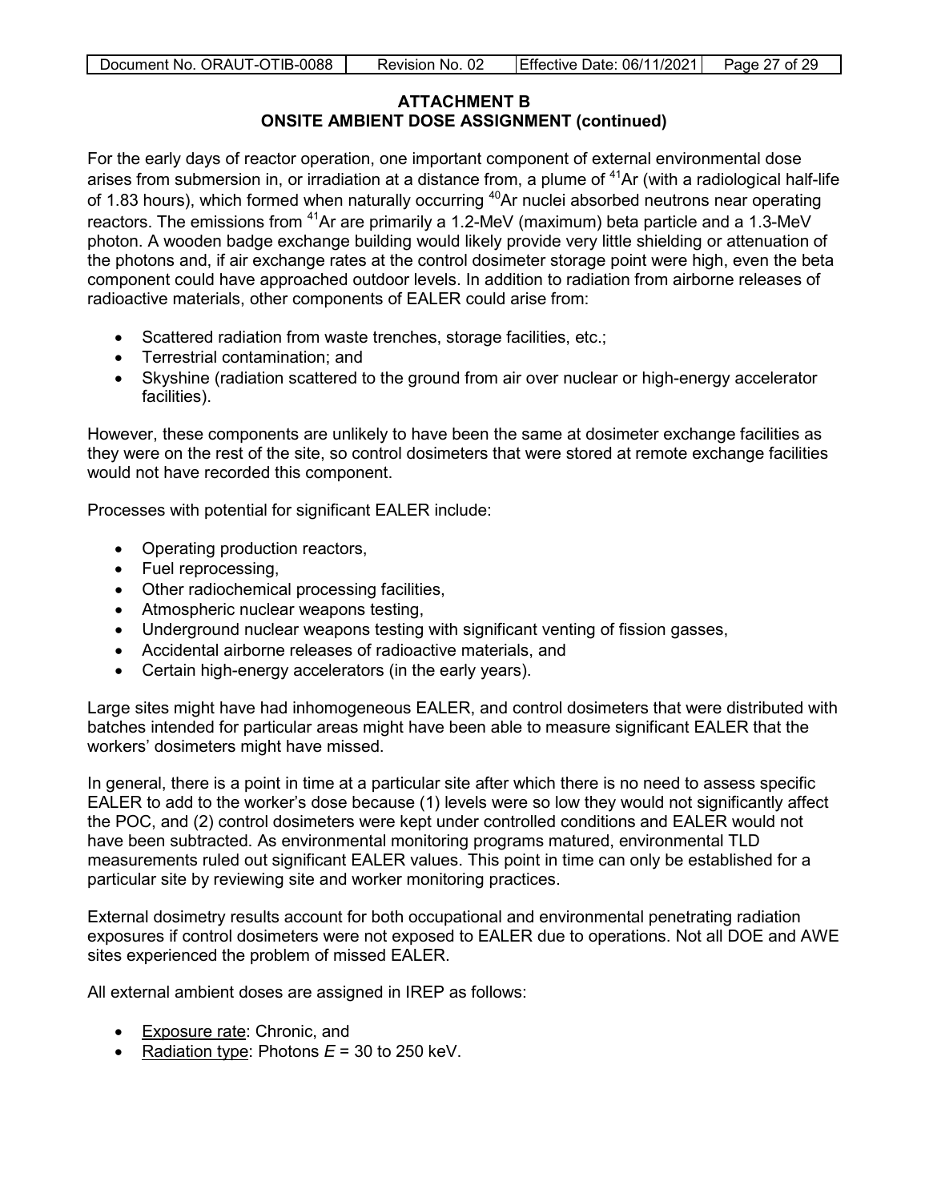## ATTACHMENT B
## ONSITE AMBIENT DOSE ASSIGNMENT (continued)

For the early days of reactor operation, one important component of external environmental dose arises from submersion in, or irradiation at a distance from, a plume of $^{41}Ar$ (with a radiological half-life of 1.83 hours), which formed when naturally occurring $^{40}Ar$ nuclei absorbed neutrons near operating reactors. The emissions from $^{41}Ar$ are primarily a 1.2-MeV (maximum) beta particle and a 1.3-MeV photon. A wooden badge exchange building would likely provide very little shielding or attenuation of the photons and, if air exchange rates at the control dosimeter storage point were high, even the beta component could have approached outdoor levels. In addition to radiation from airborne releases of radioactive materials, other components of EALER could arise from:

- Scattered radiation from waste trenches, storage facilities, etc.;
- Terrestrial contamination; and
- Skyshine (radiation scattered to the ground from air over nuclear or high-energy accelerator facilities).

However, these components are unlikely to have been the same at dosimeter exchange facilities as they were on the rest of the site, so control dosimeters that were stored at remote exchange facilities would not have recorded this component.

Processes with potential for significant EALER include:

- Operating production reactors,
- Fuel reprocessing,
- Other radiochemical processing facilities,
- Atmospheric nuclear weapons testing,
- Underground nuclear weapons testing with significant venting of fission gasses,
- Accidental airborne releases of radioactive materials, and
- Certain high-energy accelerators (in the early years).

Large sites might have had inhomogeneous EALER, and control dosimeters that were distributed with batches intended for particular areas might have been able to measure significant EALER that the workers' dosimeters might have missed.

In general, there is a point in time at a particular site after which there is no need to assess specific EALER to add to the worker's dose because (1) levels were so low they would not significantly affect the POC, and (2) control dosimeters were kept under controlled conditions and EALER would not have been subtracted. As environmental monitoring programs matured, environmental TLD measurements ruled out significant EALER values. This point in time can only be established for a particular site by reviewing site and worker monitoring practices.

External dosimetry results account for both occupational and environmental penetrating radiation exposures if control dosimeters were not exposed to EALER due to operations. Not all DOE and AWE sites experienced the problem of missed EALER.

All external ambient doses are assigned in IREP as follows:

- Exposure rate: Chronic, and
- Radiation type: Photons $E$ = 30 to 250 keV.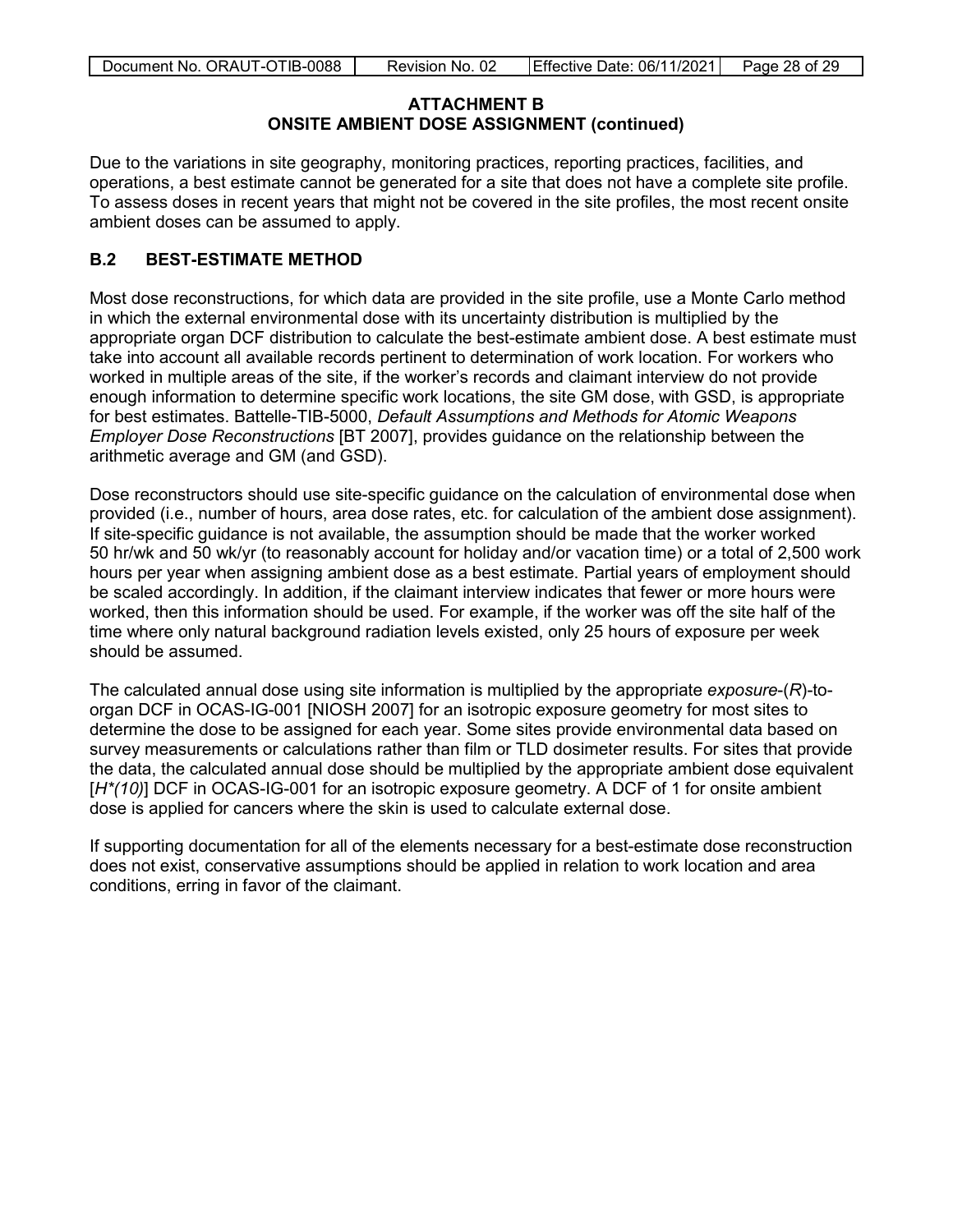**ATTACHMENT B**
**ONSITE AMBIENT DOSE ASSIGNMENT (continued)**

Due to the variations in site geography, monitoring practices, reporting practices, facilities, and operations, a best estimate cannot be generated for a site that does not have a complete site profile. To assess doses in recent years that might not be covered in the site profiles, the most recent onsite ambient doses can be assumed to apply.

## B.2 BEST-ESTIMATE METHOD

Most dose reconstructions, for which data are provided in the site profile, use a Monte Carlo method in which the external environmental dose with its uncertainty distribution is multiplied by the appropriate organ DCF distribution to calculate the best-estimate ambient dose. A best estimate must take into account all available records pertinent to determination of work location. For workers who worked in multiple areas of the site, if the worker's records and claimant interview do not provide enough information to determine specific work locations, the site GM dose, with GSD, is appropriate for best estimates. Battelle-TIB-5000, *Default Assumptions and Methods for Atomic Weapons Employer Dose Reconstructions* [BT 2007], provides guidance on the relationship between the arithmetic average and GM (and GSD).

Dose reconstructors should use site-specific guidance on the calculation of environmental dose when provided (i.e., number of hours, area dose rates, etc. for calculation of the ambient dose assignment). If site-specific guidance is not available, the assumption should be made that the worker worked 50 hr/wk and 50 wk/yr (to reasonably account for holiday and/or vacation time) or a total of 2,500 work hours per year when assigning ambient dose as a best estimate. Partial years of employment should be scaled accordingly. In addition, if the claimant interview indicates that fewer or more hours were worked, then this information should be used. For example, if the worker was off the site half of the time where only natural background radiation levels existed, only 25 hours of exposure per week should be assumed.

The calculated annual dose using site information is multiplied by the appropriate *exposure*-(*R*)-to-organ DCF in OCAS-IG-001 [NIOSH 2007] for an isotropic exposure geometry for most sites to determine the dose to be assigned for each year. Some sites provide environmental data based on survey measurements or calculations rather than film or TLD dosimeter results. For sites that provide the data, the calculated annual dose should be multiplied by the appropriate ambient dose equivalent [$H^*(10)$] DCF in OCAS-IG-001 for an isotropic exposure geometry. A DCF of 1 for onsite ambient dose is applied for cancers where the skin is used to calculate external dose.

If supporting documentation for all of the elements necessary for a best-estimate dose reconstruction does not exist, conservative assumptions should be applied in relation to work location and area conditions, erring in favor of the claimant.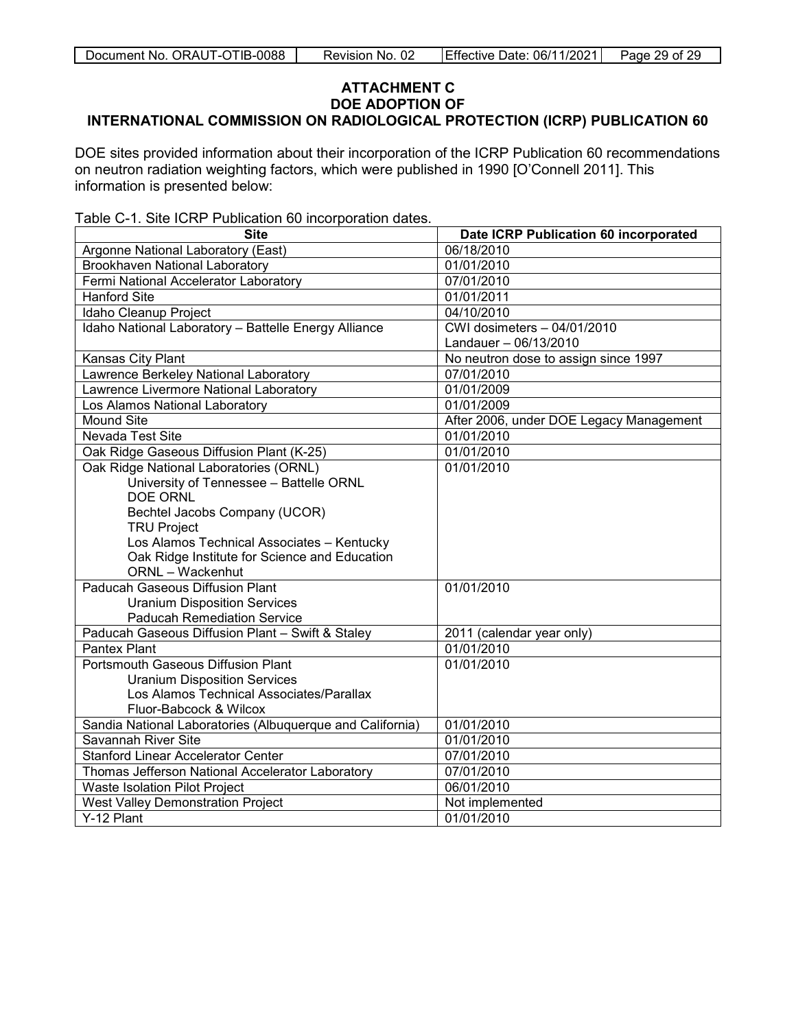# ATTACHMENT C
# DOE ADOPTION OF
# INTERNATIONAL COMMISSION ON RADIOLOGICAL PROTECTION (ICRP) PUBLICATION 60

DOE sites provided information about their incorporation of the ICRP Publication 60 recommendations on neutron radiation weighting factors, which were published in 1990 [O'Connell 2011]. This information is presented below:

Table C-1. Site ICRP Publication 60 incorporation dates.

| Site | Date ICRP Publication 60 incorporated |
|---|---|
| Argonne National Laboratory (East) | 06/18/2010 |
| Brookhaven National Laboratory | 01/01/2010 |
| Fermi National Accelerator Laboratory | 07/01/2010 |
| Hanford Site | 01/01/2011 |
| Idaho Cleanup Project | 04/10/2010 |
| Idaho National Laboratory – Battelle Energy Alliance | CWI dosimeters – 04/01/2010<br>Landauer – 06/13/2010 |
| Kansas City Plant | No neutron dose to assign since 1997 |
| Lawrence Berkeley National Laboratory | 07/01/2010 |
| Lawrence Livermore National Laboratory | 01/01/2009 |
| Los Alamos National Laboratory | 01/01/2009 |
| Mound Site | After 2006, under DOE Legacy Management |
| Nevada Test Site | 01/01/2010 |
| Oak Ridge Gaseous Diffusion Plant (K-25) | 01/01/2010 |
| Oak Ridge National Laboratories (ORNL)<br>University of Tennessee – Battelle ORNL<br>DOE ORNL<br>Bechtel Jacobs Company (UCOR)<br>TRU Project<br>Los Alamos Technical Associates – Kentucky<br>Oak Ridge Institute for Science and Education<br>ORNL – Wackenhut | 01/01/2010 |
| Paducah Gaseous Diffusion Plant<br>Uranium Disposition Services<br>Paducah Remediation Service | 01/01/2010 |
| Paducah Gaseous Diffusion Plant – Swift & Staley | 2011 (calendar year only) |
| Pantex Plant | 01/01/2010 |
| Portsmouth Gaseous Diffusion Plant<br>Uranium Disposition Services<br>Los Alamos Technical Associates/Parallax<br>Fluor-Babcock & Wilcox | 01/01/2010 |
| Sandia National Laboratories (Albuquerque and California) | 01/01/2010 |
| Savannah River Site | 01/01/2010 |
| Stanford Linear Accelerator Center | 07/01/2010 |
| Thomas Jefferson National Accelerator Laboratory | 07/01/2010 |
| Waste Isolation Pilot Project | 06/01/2010 |
| West Valley Demonstration Project | Not implemented |
| Y-12 Plant | 01/01/2010 |